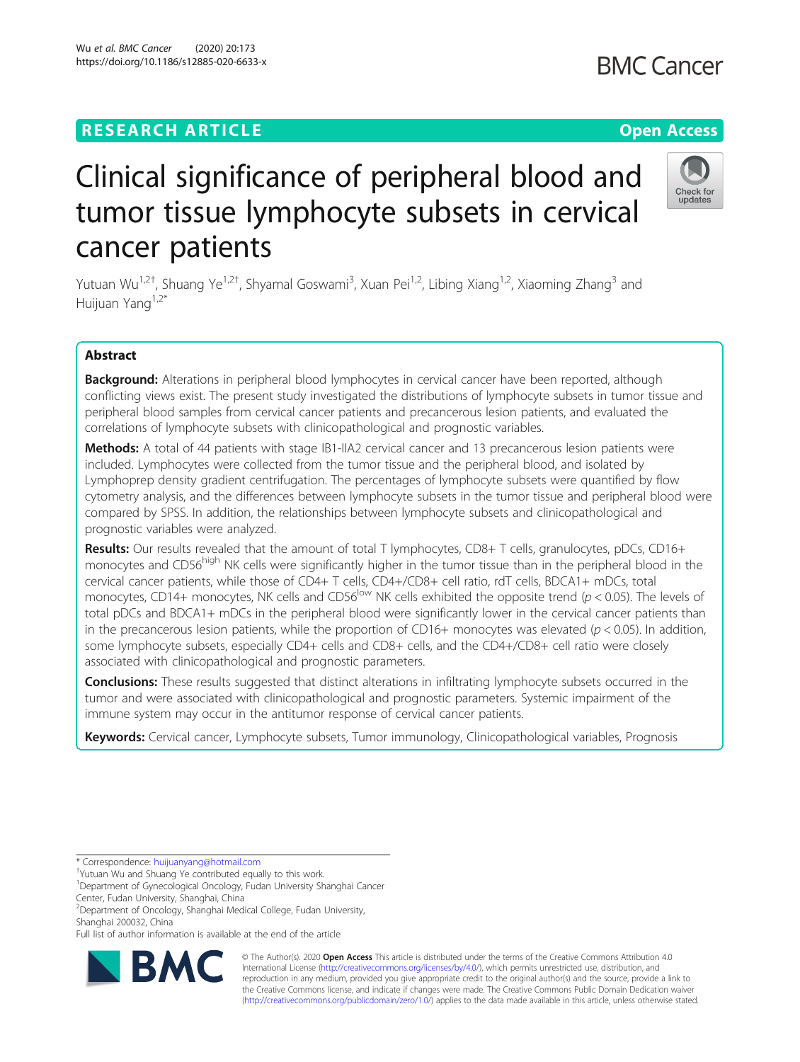RESEARCH ARTICLE

Open Access

# Clinical significance of peripheral blood and tumor tissue lymphocyte subsets in cervical cancer patients

Yutuan Wu[1,2†], Shuang Ye[1,2†], Shyamal Goswami[3], Xuan Pei[1,2], Libing Xiang[1,2], Xiaoming Zhang[3] and Huijuan Yang[1,2*]

## Abstract

**Background:** Alterations in peripheral blood lymphocytes in cervical cancer have been reported, although conflicting views exist. The present study investigated the distributions of lymphocyte subsets in tumor tissue and peripheral blood samples from cervical cancer patients and precancerous lesion patients, and evaluated the correlations of lymphocyte subsets with clinicopathological and prognostic variables.

**Methods:** A total of 44 patients with stage IB1-IIA2 cervical cancer and 13 precancerous lesion patients were included. Lymphocytes were collected from the tumor tissue and the peripheral blood, and isolated by Lymphoprep density gradient centrifugation. The percentages of lymphocyte subsets were quantified by flow cytometry analysis, and the differences between lymphocyte subsets in the tumor tissue and peripheral blood were compared by SPSS. In addition, the relationships between lymphocyte subsets and clinicopathological and prognostic variables were analyzed.

**Results:** Our results revealed that the amount of total T lymphocytes, CD8+ T cells, granulocytes, pDCs, CD16+ monocytes and CD56$^{high}$ NK cells were significantly higher in the tumor tissue than in the peripheral blood in the cervical cancer patients, while those of CD4+ T cells, CD4+/CD8+ cell ratio, rdT cells, BDCA1+ mDCs, total monocytes, CD14+ monocytes, NK cells and CD56$^{low}$ NK cells exhibited the opposite trend ($p < 0.05$). The levels of total pDCs and BDCA1+ mDCs in the peripheral blood were significantly lower in the cervical cancer patients than in the precancerous lesion patients, while the proportion of CD16+ monocytes was elevated ($p < 0.05$). In addition, some lymphocyte subsets, especially CD4+ cells and CD8+ cells, and the CD4+/CD8+ cell ratio were closely associated with clinicopathological and prognostic parameters.

**Conclusions:** These results suggested that distinct alterations in infiltrating lymphocyte subsets occurred in the tumor and were associated with clinicopathological and prognostic parameters. Systemic impairment of the immune system may occur in the antitumor response of cervical cancer patients.

**Keywords:** Cervical cancer, Lymphocyte subsets, Tumor immunology, Clinicopathological variables, Prognosis

---

* Correspondence: huijuanyang@hotmail.com
†Yutuan Wu and Shuang Ye contributed equally to this work.
[1]Department of Gynecological Oncology, Fudan University Shanghai Cancer Center, Fudan University, Shanghai, China
[2]Department of Oncology, Shanghai Medical College, Fudan University, Shanghai 200032, China
Full list of author information is available at the end of the article

© The Author(s). 2020 **Open Access** This article is distributed under the terms of the Creative Commons Attribution 4.0 International License (http://creativecommons.org/licenses/by/4.0/), which permits unrestricted use, distribution, and reproduction in any medium, provided you give appropriate credit to the original author(s) and the source, provide a link to the Creative Commons license, and indicate if changes were made. The Creative Commons Public Domain Dedication waiver (http://creativecommons.org/publicdomain/zero/1.0/) applies to the data made available in this article, unless otherwise stated.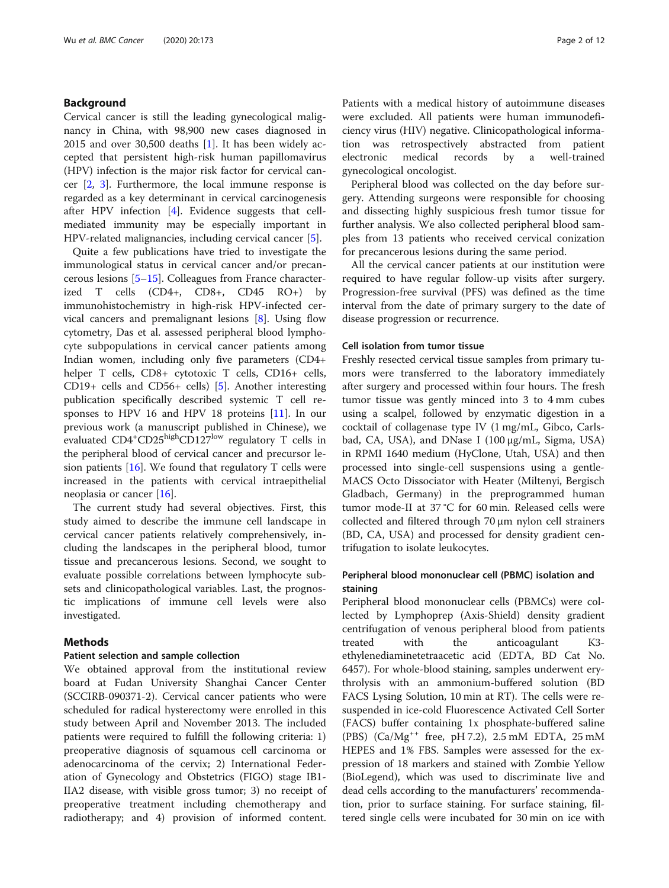## Background

Cervical cancer is still the leading gynecological malignancy in China, with 98,900 new cases diagnosed in 2015 and over 30,500 deaths [1]. It has been widely accepted that persistent high-risk human papillomavirus (HPV) infection is the major risk factor for cervical cancer [2, 3]. Furthermore, the local immune response is regarded as a key determinant in cervical carcinogenesis after HPV infection [4]. Evidence suggests that cell-mediated immunity may be especially important in HPV-related malignancies, including cervical cancer [5].

Quite a few publications have tried to investigate the immunological status in cervical cancer and/or precancerous lesions [5–15]. Colleagues from France characterized T cells (CD4+, CD8+, CD45 RO+) by immunohistochemistry in high-risk HPV-infected cervical cancers and premalignant lesions [8]. Using flow cytometry, Das et al. assessed peripheral blood lymphocyte subpopulations in cervical cancer patients among Indian women, including only five parameters (CD4+ helper T cells, CD8+ cytotoxic T cells, CD16+ cells, CD19+ cells and CD56+ cells) [5]. Another interesting publication specifically described systemic T cell responses to HPV 16 and HPV 18 proteins [11]. In our previous work (a manuscript published in Chinese), we evaluated $CD4^{+}CD25^{high}CD127^{low}$ regulatory T cells in the peripheral blood of cervical cancer and precursor lesion patients [16]. We found that regulatory T cells were increased in the patients with cervical intraepithelial neoplasia or cancer [16].

The current study had several objectives. First, this study aimed to describe the immune cell landscape in cervical cancer patients relatively comprehensively, including the landscapes in the peripheral blood, tumor tissue and precancerous lesions. Second, we sought to evaluate possible correlations between lymphocyte subsets and clinicopathological variables. Last, the prognostic implications of immune cell levels were also investigated.

## Methods

### Patient selection and sample collection

We obtained approval from the institutional review board at Fudan University Shanghai Cancer Center (SCCIRB-090371-2). Cervical cancer patients who were scheduled for radical hysterectomy were enrolled in this study between April and November 2013. The included patients were required to fulfill the following criteria: 1) preoperative diagnosis of squamous cell carcinoma or adenocarcinoma of the cervix; 2) International Federation of Gynecology and Obstetrics (FIGO) stage IB1-IIA2 disease, with visible gross tumor; 3) no receipt of preoperative treatment including chemotherapy and radiotherapy; and 4) provision of informed content. Patients with a medical history of autoimmune diseases were excluded. All patients were human immunodeficiency virus (HIV) negative. Clinicopathological information was retrospectively abstracted from patient electronic medical records by a well-trained gynecological oncologist.

Peripheral blood was collected on the day before surgery. Attending surgeons were responsible for choosing and dissecting highly suspicious fresh tumor tissue for further analysis. We also collected peripheral blood samples from 13 patients who received cervical conization for precancerous lesions during the same period.

All the cervical cancer patients at our institution were required to have regular follow-up visits after surgery. Progression-free survival (PFS) was defined as the time interval from the date of primary surgery to the date of disease progression or recurrence.

### Cell isolation from tumor tissue

Freshly resected cervical tissue samples from primary tumors were transferred to the laboratory immediately after surgery and processed within four hours. The fresh tumor tissue was gently minced into 3 to 4 mm cubes using a scalpel, followed by enzymatic digestion in a cocktail of collagenase type IV (1 mg/mL, Gibco, Carlsbad, CA, USA), and DNase I (100 μg/mL, Sigma, USA) in RPMI 1640 medium (HyClone, Utah, USA) and then processed into single-cell suspensions using a gentle-MACS Octo Dissociator with Heater (Miltenyi, Bergisch Gladbach, Germany) in the preprogrammed human tumor mode-II at 37 °C for 60 min. Released cells were collected and filtered through 70 μm nylon cell strainers (BD, CA, USA) and processed for density gradient centrifugation to isolate leukocytes.

### Peripheral blood mononuclear cell (PBMC) isolation and staining

Peripheral blood mononuclear cells (PBMCs) were collected by Lymphoprep (Axis-Shield) density gradient centrifugation of venous peripheral blood from patients treated with the anticoagulant K3-ethylenediaminetetraacetic acid (EDTA, BD Cat No. 6457). For whole-blood staining, samples underwent erythrolysis with an ammonium-buffered solution (BD FACS Lysing Solution, 10 min at RT). The cells were resuspended in ice-cold Fluorescence Activated Cell Sorter (FACS) buffer containing 1x phosphate-buffered saline (PBS) ($Ca/Mg^{++}$ free, pH 7.2), 2.5 mM EDTA, 25 mM HEPES and 1% FBS. Samples were assessed for the expression of 18 markers and stained with Zombie Yellow (BioLegend), which was used to discriminate live and dead cells according to the manufacturers' recommendation, prior to surface staining. For surface staining, filtered single cells were incubated for 30 min on ice with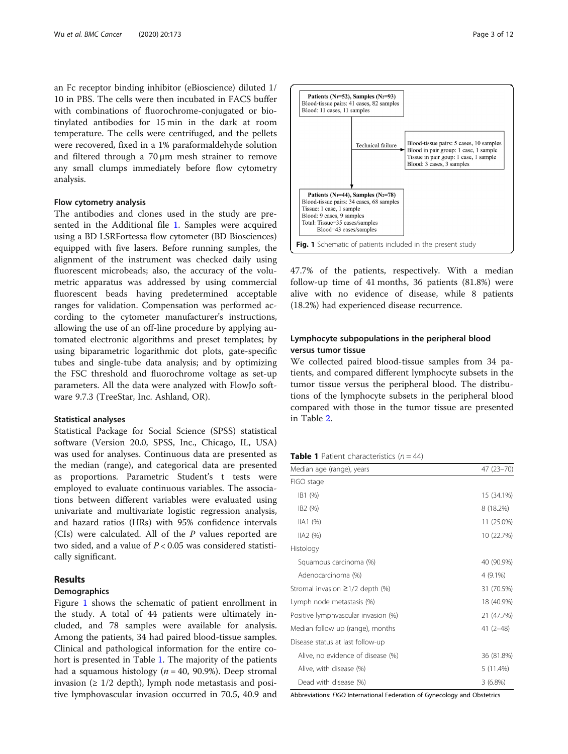an Fc receptor binding inhibitor (eBioscience) diluted 1/10 in PBS. The cells were then incubated in FACS buffer with combinations of fluorochrome-conjugated or biotinylated antibodies for 15 min in the dark at room temperature. The cells were centrifuged, and the pellets were recovered, fixed in a 1% paraformaldehyde solution and filtered through a 70 μm mesh strainer to remove any small clumps immediately before flow cytometry analysis.

### Flow cytometry analysis

The antibodies and clones used in the study are presented in the Additional file 1. Samples were acquired using a BD LSRFortessa flow cytometer (BD Biosciences) equipped with five lasers. Before running samples, the alignment of the instrument was checked daily using fluorescent microbeads; also, the accuracy of the volumetric apparatus was addressed by using commercial fluorescent beads having predetermined acceptable ranges for validation. Compensation was performed according to the cytometer manufacturer's instructions, allowing the use of an off-line procedure by applying automated electronic algorithms and preset templates; by using biparametric logarithmic dot plots, gate-specific tubes and single-tube data analysis; and by optimizing the FSC threshold and fluorochrome voltage as set-up parameters. All the data were analyzed with FlowJo software 9.7.3 (TreeStar, Inc. Ashland, OR).

### Statistical analyses

Statistical Package for Social Science (SPSS) statistical software (Version 20.0, SPSS, Inc., Chicago, IL, USA) was used for analyses. Continuous data are presented as the median (range), and categorical data are presented as proportions. Parametric Student's t tests were employed to evaluate continuous variables. The associations between different variables were evaluated using univariate and multivariate logistic regression analysis, and hazard ratios (HRs) with 95% confidence intervals (CIs) were calculated. All of the *P* values reported are two sided, and a value of $P < 0.05$ was considered statistically significant.

## Results

### Demographics

Figure 1 shows the schematic of patient enrollment in the study. A total of 44 patients were ultimately included, and 78 samples were available for analysis. Among the patients, 34 had paired blood-tissue samples. Clinical and pathological information for the entire cohort is presented in Table 1. The majority of the patients had a squamous histology ($n = 40$, 90.9%). Deep stromal invasion (≥ 1/2 depth), lymph node metastasis and positive lymphovascular invasion occurred in 70.5, 40.9 and 47.7% of the patients, respectively. With a median follow-up time of 41 months, 36 patients (81.8%) were alive with no evidence of disease, while 8 patients (18.2%) had experienced disease recurrence.

Patients ($N_1$=52), Samples ($N_2$=93)
Blood-tissue pairs: 41 cases, 82 samples
Blood: 11 cases, 11 samples

Technical failure: Blood-tissue pairs: 5 cases, 10 samples; Blood in pair group: 1 case, 1 sample; Tissue in pair goup: 1 case, 1 sample; Blood: 3 cases, 3 samples

Patients ($N_1$=44), Samples ($N_2$=78)
Blood-tissue pairs: 34 cases, 68 samples
Tissue: 1 case, 1 sample
Blood: 9 cases, 9 samples
Total: Tissue=35 cases/samples
Blood=43 cases/samples

**Fig. 1** Schematic of patients included in the present study

### Lymphocyte subpopulations in the peripheral blood versus tumor tissue

We collected paired blood-tissue samples from 34 patients, and compared different lymphocyte subsets in the tumor tissue versus the peripheral blood. The distributions of the lymphocyte subsets in the peripheral blood compared with those in the tumor tissue are presented in Table 2.

**Table 1** Patient characteristics ($n = 44$)

| | |
|---|---|
| Median age (range), years | 47 (23–70) |
| FIGO stage | |
| IB1 (%) | 15 (34.1%) |
| IB2 (%) | 8 (18.2%) |
| IIA1 (%) | 11 (25.0%) |
| IIA2 (%) | 10 (22.7%) |
| Histology | |
| Squamous carcinoma (%) | 40 (90.9%) |
| Adenocarcinoma (%) | 4 (9.1%) |
| Stromal invasion ≥1/2 depth (%) | 31 (70.5%) |
| Lymph node metastasis (%) | 18 (40.9%) |
| Positive lymphvascular invasion (%) | 21 (47.7%) |
| Median follow up (range), months | 41 (2–48) |
| Disease status at last follow-up | |
| Alive, no evidence of disease (%) | 36 (81.8%) |
| Alive, with disease (%) | 5 (11.4%) |
| Dead with disease (%) | 3 (6.8%) |

Abbreviations: *FIGO* International Federation of Gynecology and Obstetrics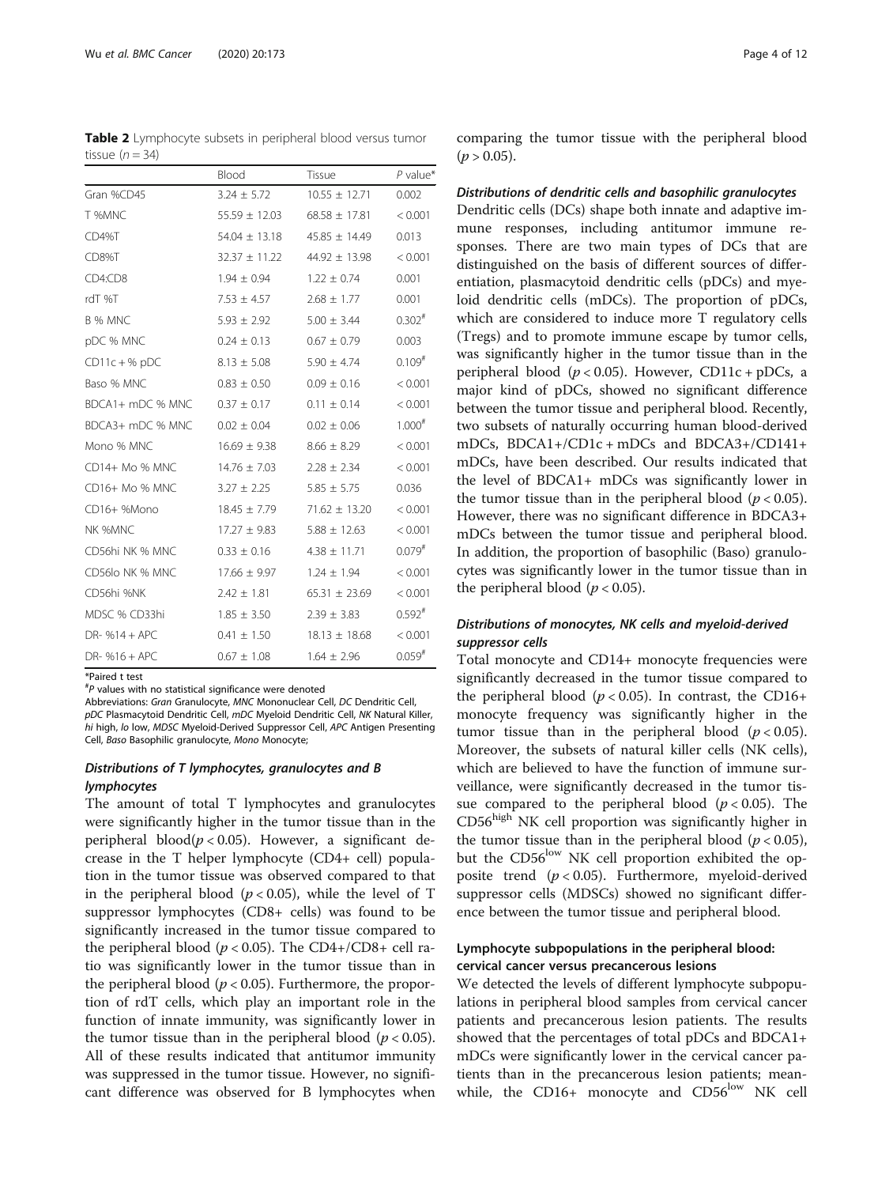**Table 2** Lymphocyte subsets in peripheral blood versus tumor tissue ($n = 34$)

| | Blood | Tissue | *P* value* |
|---|---|---|---|
| Gran %CD45 | 3.24 ± 5.72 | 10.55 ± 12.71 | 0.002 |
| T %MNC | 55.59 ± 12.03 | 68.58 ± 17.81 | < 0.001 |
| CD4%T | 54.04 ± 13.18 | 45.85 ± 14.49 | 0.013 |
| CD8%T | 32.37 ± 11.22 | 44.92 ± 13.98 | < 0.001 |
| CD4:CD8 | 1.94 ± 0.94 | 1.22 ± 0.74 | 0.001 |
| rdT %T | 7.53 ± 4.57 | 2.68 ± 1.77 | 0.001 |
| B % MNC | 5.93 ± 2.92 | 5.00 ± 3.44 | 0.302# |
| pDC % MNC | 0.24 ± 0.13 | 0.67 ± 0.79 | 0.003 |
| CD11c + % pDC | 8.13 ± 5.08 | 5.90 ± 4.74 | 0.109# |
| Baso % MNC | 0.83 ± 0.50 | 0.09 ± 0.16 | < 0.001 |
| BDCA1+ mDC % MNC | 0.37 ± 0.17 | 0.11 ± 0.14 | < 0.001 |
| BDCA3+ mDC % MNC | 0.02 ± 0.04 | 0.02 ± 0.06 | 1.000# |
| Mono % MNC | 16.69 ± 9.38 | 8.66 ± 8.29 | < 0.001 |
| CD14+ Mo % MNC | 14.76 ± 7.03 | 2.28 ± 2.34 | < 0.001 |
| CD16+ Mo % MNC | 3.27 ± 2.25 | 5.85 ± 5.75 | 0.036 |
| CD16+ %Mono | 18.45 ± 7.79 | 71.62 ± 13.20 | < 0.001 |
| NK %MNC | 17.27 ± 9.83 | 5.88 ± 12.63 | < 0.001 |
| CD56hi NK % MNC | 0.33 ± 0.16 | 4.38 ± 11.71 | 0.079# |
| CD56lo NK % MNC | 17.66 ± 9.97 | 1.24 ± 1.94 | < 0.001 |
| CD56hi %NK | 2.42 ± 1.81 | 65.31 ± 23.69 | < 0.001 |
| MDSC % CD33hi | 1.85 ± 3.50 | 2.39 ± 3.83 | 0.592# |
| DR- %14 + APC | 0.41 ± 1.50 | 18.13 ± 18.68 | < 0.001 |
| DR- %16 + APC | 0.67 ± 1.08 | 1.64 ± 2.96 | 0.059# |

*Paired t test

#*P* values with no statistical significance were denoted

Abbreviations: *Gran* Granulocyte, *MNC* Mononuclear Cell, *DC* Dendritic Cell, *pDC* Plasmacytoid Dendritic Cell, *mDC* Myeloid Dendritic Cell, *NK* Natural Killer, *hi* high, *lo* low, *MDSC* Myeloid-Derived Suppressor Cell, *APC* Antigen Presenting Cell, *Baso* Basophilic granulocyte, *Mono* Monocyte;

### *Distributions of T lymphocytes, granulocytes and B lymphocytes*

The amount of total T lymphocytes and granulocytes were significantly higher in the tumor tissue than in the peripheral blood($p < 0.05$). However, a significant decrease in the T helper lymphocyte (CD4+ cell) population in the tumor tissue was observed compared to that in the peripheral blood ($p < 0.05$), while the level of T suppressor lymphocytes (CD8+ cells) was found to be significantly increased in the tumor tissue compared to the peripheral blood ($p < 0.05$). The CD4+/CD8+ cell ratio was significantly lower in the tumor tissue than in the peripheral blood ($p < 0.05$). Furthermore, the proportion of rdT cells, which play an important role in the function of innate immunity, was significantly lower in the tumor tissue than in the peripheral blood ($p < 0.05$). All of these results indicated that antitumor immunity was suppressed in the tumor tissue. However, no significant difference was observed for B lymphocytes when comparing the tumor tissue with the peripheral blood ($p > 0.05$).

### *Distributions of dendritic cells and basophilic granulocytes*

Dendritic cells (DCs) shape both innate and adaptive immune responses, including antitumor immune responses. There are two main types of DCs that are distinguished on the basis of different sources of differentiation, plasmacytoid dendritic cells (pDCs) and myeloid dendritic cells (mDCs). The proportion of pDCs, which are considered to induce more T regulatory cells (Tregs) and to promote immune escape by tumor cells, was significantly higher in the tumor tissue than in the peripheral blood ($p < 0.05$). However, CD11c + pDCs, a major kind of pDCs, showed no significant difference between the tumor tissue and peripheral blood. Recently, two subsets of naturally occurring human blood-derived mDCs, BDCA1+/CD1c + mDCs and BDCA3+/CD141+ mDCs, have been described. Our results indicated that the level of BDCA1+ mDCs was significantly lower in the tumor tissue than in the peripheral blood ($p < 0.05$). However, there was no significant difference in BDCA3+ mDCs between the tumor tissue and peripheral blood. In addition, the proportion of basophilic (Baso) granulocytes was significantly lower in the tumor tissue than in the peripheral blood ($p < 0.05$).

### *Distributions of monocytes, NK cells and myeloid-derived suppressor cells*

Total monocyte and CD14+ monocyte frequencies were significantly decreased in the tumor tissue compared to the peripheral blood ($p < 0.05$). In contrast, the CD16+ monocyte frequency was significantly higher in the tumor tissue than in the peripheral blood ($p < 0.05$). Moreover, the subsets of natural killer cells (NK cells), which are believed to have the function of immune surveillance, were significantly decreased in the tumor tissue compared to the peripheral blood ($p < 0.05$). The $CD56^{high}$ NK cell proportion was significantly higher in the tumor tissue than in the peripheral blood ($p < 0.05$), but the $CD56^{low}$ NK cell proportion exhibited the opposite trend ($p < 0.05$). Furthermore, myeloid-derived suppressor cells (MDSCs) showed no significant difference between the tumor tissue and peripheral blood.

## Lymphocyte subpopulations in the peripheral blood: cervical cancer versus precancerous lesions

We detected the levels of different lymphocyte subpopulations in peripheral blood samples from cervical cancer patients and precancerous lesion patients. The results showed that the percentages of total pDCs and BDCA1+ mDCs were significantly lower in the cervical cancer patients than in the precancerous lesion patients; meanwhile, the CD16+ monocyte and $CD56^{low}$ NK cell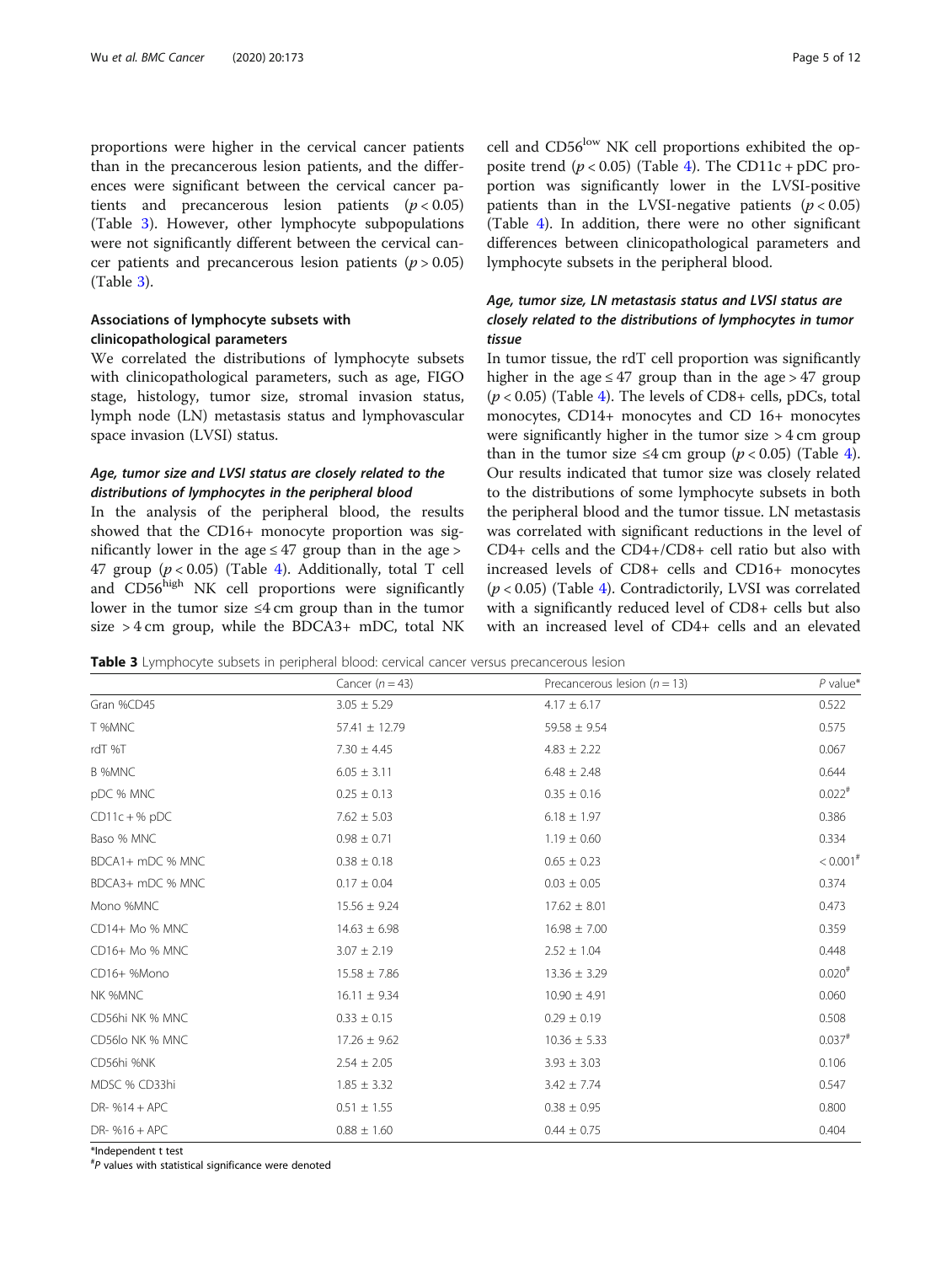proportions were higher in the cervical cancer patients than in the precancerous lesion patients, and the differences were significant between the cervical cancer patients and precancerous lesion patients ($p < 0.05$) (Table 3). However, other lymphocyte subpopulations were not significantly different between the cervical cancer patients and precancerous lesion patients ($p > 0.05$) (Table 3).

### Associations of lymphocyte subsets with clinicopathological parameters

We correlated the distributions of lymphocyte subsets with clinicopathological parameters, such as age, FIGO stage, histology, tumor size, stromal invasion status, lymph node (LN) metastasis status and lymphovascular space invasion (LVSI) status.

#### *Age, tumor size and LVSI status are closely related to the distributions of lymphocytes in the peripheral blood*

In the analysis of the peripheral blood, the results showed that the CD16+ monocyte proportion was significantly lower in the age ≤ 47 group than in the age > 47 group ($p < 0.05$) (Table 4). Additionally, total T cell and CD56$^{high}$ NK cell proportions were significantly lower in the tumor size ≤4 cm group than in the tumor size > 4 cm group, while the BDCA3+ mDC, total NK cell and CD56$^{low}$ NK cell proportions exhibited the opposite trend ($p < 0.05$) (Table 4). The CD11c + pDC proportion was significantly lower in the LVSI-positive patients than in the LVSI-negative patients ($p < 0.05$) (Table 4). In addition, there were no other significant differences between clinicopathological parameters and lymphocyte subsets in the peripheral blood.

#### *Age, tumor size, LN metastasis status and LVSI status are closely related to the distributions of lymphocytes in tumor tissue*

In tumor tissue, the rdT cell proportion was significantly higher in the age ≤ 47 group than in the age > 47 group ($p < 0.05$) (Table 4). The levels of CD8+ cells, pDCs, total monocytes, CD14+ monocytes and CD 16+ monocytes were significantly higher in the tumor size > 4 cm group than in the tumor size ≤4 cm group ($p < 0.05$) (Table 4). Our results indicated that tumor size was closely related to the distributions of some lymphocyte subsets in both the peripheral blood and the tumor tissue. LN metastasis was correlated with significant reductions in the level of CD4+ cells and the CD4+/CD8+ cell ratio but also with increased levels of CD8+ cells and CD16+ monocytes ($p < 0.05$) (Table 4). Contradictorily, LVSI was correlated with a significantly reduced level of CD8+ cells but also with an increased level of CD4+ cells and an elevated

**Table 3** Lymphocyte subsets in peripheral blood: cervical cancer versus precancerous lesion

| | Cancer ($n = 43$) | Precancerous lesion ($n = 13$) | *P* value* |
|---|---|---|---|
| Gran %CD45 | 3.05 ± 5.29 | 4.17 ± 6.17 | 0.522 |
| T %MNC | 57.41 ± 12.79 | 59.58 ± 9.54 | 0.575 |
| rdT %T | 7.30 ± 4.45 | 4.83 ± 2.22 | 0.067 |
| B %MNC | 6.05 ± 3.11 | 6.48 ± 2.48 | 0.644 |
| pDC % MNC | 0.25 ± 0.13 | 0.35 ± 0.16 | 0.022[#] |
| CD11c + % pDC | 7.62 ± 5.03 | 6.18 ± 1.97 | 0.386 |
| Baso % MNC | 0.98 ± 0.71 | 1.19 ± 0.60 | 0.334 |
| BDCA1+ mDC % MNC | 0.38 ± 0.18 | 0.65 ± 0.23 | < 0.001[#] |
| BDCA3+ mDC % MNC | 0.17 ± 0.04 | 0.03 ± 0.05 | 0.374 |
| Mono %MNC | 15.56 ± 9.24 | 17.62 ± 8.01 | 0.473 |
| CD14+ Mo % MNC | 14.63 ± 6.98 | 16.98 ± 7.00 | 0.359 |
| CD16+ Mo % MNC | 3.07 ± 2.19 | 2.52 ± 1.04 | 0.448 |
| CD16+ %Mono | 15.58 ± 7.86 | 13.36 ± 3.29 | 0.020[#] |
| NK %MNC | 16.11 ± 9.34 | 10.90 ± 4.91 | 0.060 |
| CD56hi NK % MNC | 0.33 ± 0.15 | 0.29 ± 0.19 | 0.508 |
| CD56lo NK % MNC | 17.26 ± 9.62 | 10.36 ± 5.33 | 0.037[#] |
| CD56hi %NK | 2.54 ± 2.05 | 3.93 ± 3.03 | 0.106 |
| MDSC % CD33hi | 1.85 ± 3.32 | 3.42 ± 7.74 | 0.547 |
| DR- %14 + APC | 0.51 ± 1.55 | 0.38 ± 0.95 | 0.800 |
| DR- %16 + APC | 0.88 ± 1.60 | 0.44 ± 0.75 | 0.404 |

*Independent t test

[#]*P* values with statistical significance were denoted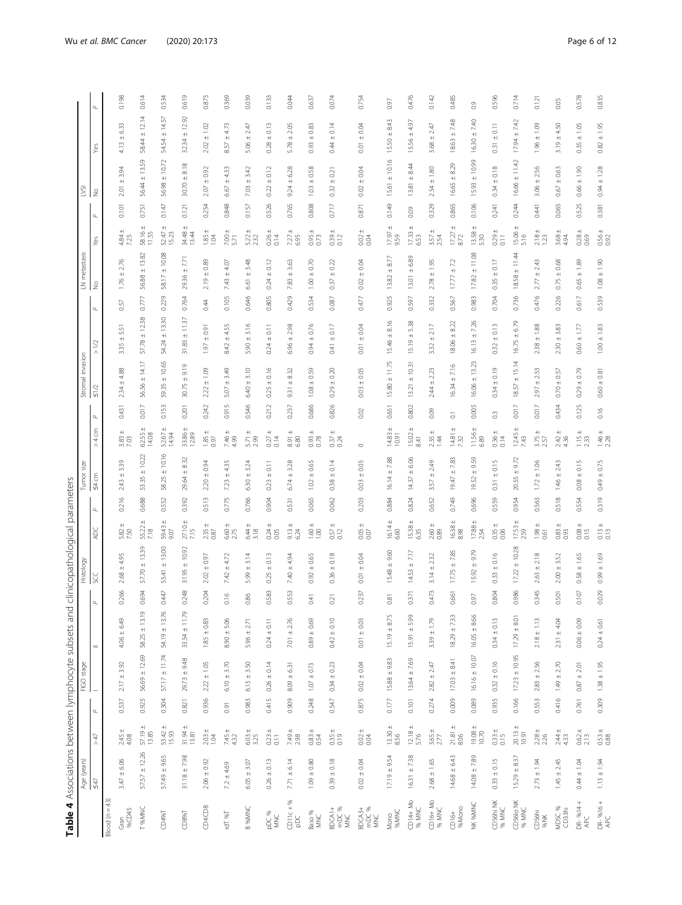**Table 4** Associations between lymphocyte subsets and clinicopathological parameters

| | Age (years) | | | FIGO stage | | | Histology | | | Tumor size | | | Stromal invasion | | | LN metastasis | | | LVSI | | |
|---|---|---|---|---|---|---|---|---|---|---|---|---|---|---|---|---|---|---|---|---|---|
| | ≤47 | > 47 | *P* | I | II | *P* | SCC | ADC | *P* | ≤4 cm | > 4 cm | *P* | ≤1/2 | > 1/2 | *P* | No | Yes | *P* | No | Yes | *P* |
| Blood (n = 43) | | | | | | | | | | | | | | | | | | | | | |
| Gran %CD45 | 3.47 ± 6.06 | 2.45 ± 4.08 | 0.537 | 2.17 ± 3.92 | 4.06 ± 6.49 | 0.266 | 2.68 ± 4.95 | 5.82 ± 7.50 | 0.216 | 2.43 ± 3.39 | 3.83 ± 7.03 | 0.431 | 2.34 ± 4.88 | 3.35 ± 5.51 | 0.57 | 1.76 ± 2.76 | 4.84 ± 7.25 | 0.101 | 2.01 ± 3.94 | 4.13 ± 6.33 | 0.198 |
| T %MNC | 57.57 ± 12.26 | 57.19 ± 13.85 | 0.925 | 56.69 ± 12.69 | 58.25 ± 13.19 | 0.694 | 57.70 ± 13.39 | 55.22 ± 7.18 | 0.688 | 53.35 ± 10.22 | 62.55 ± 14.08 | 0.017 | 56.56 ± 14.17 | 57.78 ± 12.38 | 0.777 | 56.88 ± 13.82 | 58.16 ± 11.55 | 0.751 | 56.44 ± 13.59 | 58.44 ± 12.14 | 0.614 |
| CD4%T | 57.49 ± 9.65 | 53.42 ± 15.93 | 0.304 | 57.17 ± 11.74 | 54.19 ± 13.76 | 0.447 | 55.41 ± 13.00 | 59.43 ± 9.07 | 0.552 | 58.25 ± 10.16 | 52.67 ± 14.94 | 0.153 | 59.35 ± 10.65 | 54.24 ± 13.30 | 0.229 | 58.17 ± 10.08 | 52.47 ± 15.23 | 0.147 | 56.98 ± 10.72 | 54.54 ± 14.57 | 0.534 |
| CD8%T | 31.18 ± 7.98 | 31.94 ± 13.81 | 0.821 | 29.73 ± 9.48 | 33.54 ± 11.79 | 0.248 | 31.95 ± 10.92 | 27.10 ± 7.15 | 0.392 | 29.64 ± 8.32 | 33.86 ± 12.89 | 0.201 | 30.75 ± 9.19 | 31.83 ± 11.37 | 0.764 | 29.36 ± 7.71 | 34.48 ± 13.44 | 0.121 | 30.70 ± 8.18 | 32.34 ± 12.92 | 0.619 |
| CD4:CD8 | 2.06 ± 0.92 | 2.03 ± 1.04 | 0.936 | 2.22 ± 1.05 | 1.85 ± 0.83 | 0.204 | 2.02 ± 0.97 | 2.35 ± 0.87 | 0.513 | 2.20 ± 0.94 | 1.85 ± 0.97 | 0.242 | 2.22 ± 1.09 | 1.97 ± 0.91 | 0.44 | 2.19 ± 0.89 | 1.85 ± 1.04 | 0.254 | 2.07 ± 0.92 | 2.02 ± 1.02 | 0.873 |
| γδT %T | 7.2 ± 4.69 | 7.45 ± 4.32 | 0.91 | 6.10 ± 3.70 | 8.90 ± 5.06 | 0.16 | 7.42 ± 4.72 | 6.60 ± 2.75 | 0.775 | 7.23 ± 4.35 | 7.46 ± 4.99 | 0.915 | 5.07 ± 3.49 | 8.42 ± 4.55 | 0.105 | 7.43 ± 4.07 | 7.00 ± 5.71 | 0.848 | 6.67 ± 4.33 | 8.57 ± 4.73 | 0.369 |
| B %MNC | 6.05 ± 3.07 | 6.03 ± 3.25 | 0.983 | 6.13 ± 3.50 | 5.96 ± 2.71 | 0.86 | 5.99 ± 3.14 | 6.44 ± 3.18 | 0.766 | 6.30 ± 3.24 | 5.71 ± 2.99 | 0.546 | 6.40 ± 3.10 | 5.90 ± 3.16 | 0.646 | 6.61 ± 3.48 | 5.22 ± 2.32 | 0.157 | 7.03 ± 3.42 | 5.06 ± 2.47 | 0.039 |
| pDC % MNC | 0.26 ± 0.13 | 0.23 ± 0.11 | 0.415 | 0.26 ± 0.14 | 0.24 ± 0.11 | 0.583 | 0.25 ± 0.13 | 0.24 ± 0.05 | 0.904 | 0.23 ± 0.11 | 0.27 ± 0.14 | 0.212 | 0.25 ± 0.16 | 0.24 ± 0.11 | 0.805 | 0.24 ± 0.12 | 0.26 ± 0.14 | 0.526 | 0.22 ± 0.12 | 0.28 ± 0.13 | 0.133 |
| CD11c + % pDC | 7.71 ± 6.14 | 7.49 ± 2.98 | 0.909 | 8.09 ± 6.31 | 7.01 ± 2.76 | 0.553 | 7.40 ± 4.94 | 9.13 ± 6.24 | 0.531 | 6.74 ± 3.28 | 8.91 ± 6.80 | 0.237 | 9.31 ± 8.32 | 6.96 ± 2.98 | 0.429 | 7.83 ± 3.63 | 7.27 ± 6.95 | 0.765 | 9.24 ± 6.28 | 5.78 ± 2.05 | 0.044 |
| Baso % MNC | 1.09 ± 0.80 | 0.83 ± 0.54 | 0.248 | 1.07 ± 0.73 | 0.89 ± 0.69 | 0.41 | 0.92 ± 0.65 | 1.60 ± 1.00 | 0.065 | 1.02 ± 0.65 | 0.93 ± 0.78 | 0.686 | 1.08 ± 0.59 | 0.94 ± 0.76 | 0.534 | 1.00 ± 0.70 | 0.95 ± 0.73 | 0.808 | 1.03 ± 0.58 | 0.93 ± 0.83 | 0.637 |
| BDCA1+ mDC % MNC | 0.39 ± 0.18 | 0.35 ± 0.19 | 0.547 | 0.34 ± 0.23 | 0.42 ± 0.10 | 0.21 | 0.36 ± 0.18 | 0.57 ± 0.12 | 0.062 | 0.38 ± 0.14 | 0.37 ± 0.24 | 0.826 | 0.29 ± 0.20 | 0.41 ± 0.17 | 0.087 | 0.37 ± 0.22 | 0.39 ± 0.12 | 0.717 | 0.32 ± 0.21 | 0.44 ± 0.14 | 0.074 |
| BDCA3+ mDC % MNC | 0.02 ± 0.04 | 0.02 ± 0.04 | 0.875 | 0.02 ± 0.04 | 0.01 ± 0.03 | 0.237 | 0.01 ± 0.04 | 0.05 ± 0.07 | 0.203 | 0.03 ± 0.05 | 0 | 0.02 | 0.03 ± 0.05 | 0.01 ± 0.04 | 0.477 | 0.02 ± 0.04 | 0.02 ± 0.04 | 0.871 | 0.02 ± 0.04 | 0.01 ± 0.04 | 0.754 |
| Mono %MNC | 17.19 ± 9.54 | 13.30 ± 8.56 | 0.177 | 15.88 ± 9.83 | 15.19 ± 8.75 | 0.81 | 15.48 ± 9.60 | 16.14 ± 6.60 | 0.884 | 16.14 ± 7.88 | 14.83 ± 10.91 | 0.651 | 15.80 ± 11.75 | 15.46 ± 8.16 | 0.925 | 13.82 ± 8.77 | 17.97 ± 9.59 | 0.149 | 15.61 ± 10.16 | 15.50 ± 8.43 | 0.97 |
| CD14+ Mo % MNC | 16.31 ± 7.38 | 12.18 ± 5.76 | 0.101 | 13.64 ± 7.69 | 15.91 ± 5.99 | 0.371 | 14.53 ± 7.17 | 15.38 ± 6.35 | 0.824 | 14.37 ± 6.06 | 15.02 ± 8.41 | 0.802 | 13.21 ± 10.31 | 15.19 ± 5.38 | 0.597 | 13.01 ± 6.89 | 17.33 ± 6.53 | 0.09 | 13.81 ± 8.44 | 15.56 ± 4.97 | 0.476 |
| CD16+ Mo % MNC | 2.68 ± 1.65 | 3.65 ± 2.77 | 0.274 | 2.82 ± 2.47 | 3.39 ± 1.79 | 0.473 | 3.14 ± 2.32 | 2.60 ± 0.89 | 0.652 | 3.57 ± 2.49 | 2.35 ± 1.44 | 0.09 | 2.44 ± 2.23 | 3.32 ± 2.17 | 0.332 | 2.78 ± 1.95 | 3.57 ± 2.54 | 0.329 | 2.54 ± 1.80 | 3.68 ± 2.47 | 0.142 |
| CD16+ %Mono | 14.68 ± 6.43 | 21.81 ± 8.06 | 0.009 | 17.03 ± 8.41 | 18.29 ± 7.33 | 0.661 | 17.75 ± 7.85 | 16.38 ± 8.98 | 0.749 | 19.47 ± 7.83 | 14.81 ± 7.32 | 0.1 | 16.34 ± 7.16 | 18.06 ± 8.22 | 0.567 | 17.77 ± 7.2 | 17.27 ± 8.72 | 0.865 | 16.65 ± 8.29 | 18.63 ± 7.48 | 0.485 |
| NK %MNC | 14.08 ± 7.89 | 19.08 ± 10.70 | 0.089 | 16.16 ± 10.07 | 16.05 ± 8.66 | 0.97 | 15.92 ± 9.79 | 17.88 ± 2.54 | 0.696 | 19.52 ± 9.59 | 11.56 ± 6.89 | 0.005 | 16.06 ± 13.23 | 16.13 ± 7.26 | 0.983 | 17.82 ± 11.08 | 13.58 ± 5.30 | 0.106 | 15.93 ± 10.99 | 16.30 ± 7.40 | 0.9 |
| CD56hi NK % MNC | 0.33 ± 0.15 | 0.33 ± 0.15 | 0.935 | 0.32 ± 0.16 | 0.34 ± 0.13 | 0.804 | 0.33 ± 0.16 | 0.35 ± 0.06 | 0.559 | 0.31 ± 0.15 | 0.36 ± 0.14 | 0.3 | 0.34 ± 0.19 | 0.32 ± 0.13 | 0.704 | 0.35 ± 0.17 | 0.29 ± 0.11 | 0.241 | 0.34 ± 0.18 | 0.31 ± 0.11 | 0.596 |
| CD56lo NK % MNC | 15.29 ± 8.37 | 20.13 ± 10.91 | 0.166 | 17.23 ± 10.95 | 17.29 ± 8.01 | 0.986 | 17.22 ± 10.28 | 17.53 ± 2.59 | 0.954 | 20.55 ± 9.72 | 12.45 ± 7.43 | 0.017 | 18.57 ± 15.14 | 16.75 ± 6.79 | 0.736 | 18.58 ± 11.44 | 15.06 ± 5.16 | 0.244 | 16.66 ± 11.42 | 17.94 ± 7.42 | 0.714 |
| CD56hi %NK | 2.73 ± 1.94 | 2.28 ± 2.26 | 0.553 | 2.83 ± 2.56 | 2.18 ± 1.13 | 0.345 | 2.63 ± 2.18 | 1.98 ± 0.61 | 0.563 | 1.72 ± 1.06 | 3.75 ± 2.57 | 0.017 | 2.97 ± 2.53 | 2.38 ± 1.88 | 0.476 | 2.77 ± 2.43 | 2.18 ± 1.23 | 0.441 | 3.06 ± 2.56 | 1.96 ± 1.09 | 0.121 |
| MDSC % CD33hi | 1.45 ± 2.45 | 2.44 ± 4.33 | 0.416 | 1.49 ± 2.70 | 2.31 ± 4.04 | 0.501 | 2.00 ± 3.52 | 0.83 ± 0.93 | 0.518 | 1.46 ± 2.43 | 2.42 ± 4.36 | 0.434 | 0.70 ± 0.57 | 2.30 ± 3.83 | 0.226 | 0.75 ± 0.68 | 3.68 ± 4.94 | 0.065 | 0.67 ± 0.63 | 3.19 ± 4.50 | 0.05 |
| DR- %14 + APC | 0.44 ± 1.04 | 0.62 ± 2.13 | 0.761 | 0.87 ± 2.01 | 0.06 ± 0.09 | 0.107 | 0.58 ± 1.65 | 0.08 ± 0.15 | 0.554 | 0.08 ± 0.15 | 1.15 ± 2.33 | 0.125 | 0.29 ± 0.79 | 0.60 ± 1.77 | 0.617 | 0.65 ± 1.89 | 0.28 ± 0.69 | 0.525 | 0.66 ± 1.90 | 0.35 ± 1.05 | 0.578 |
| DR- %16 + APC | 1.13 ± 1.94 | 0.53 ± 0.88 | 0.309 | 1.38 ± 1.95 | 0.24 ± 0.61 | 0.029 | 0.99 ± 1.69 | 0.13 ± 0.15 | 0.319 | 0.49 ± 0.75 | 1.46 ± 2.28 | 0.16 | 0.60 ± 0.81 | 1.00 ± 1.83 | 0.539 | 1.08 ± 1.90 | 0.56 ± 0.92 | 0.381 | 0.94 ± 1.28 | 0.82 ± 1.95 | 0.835 |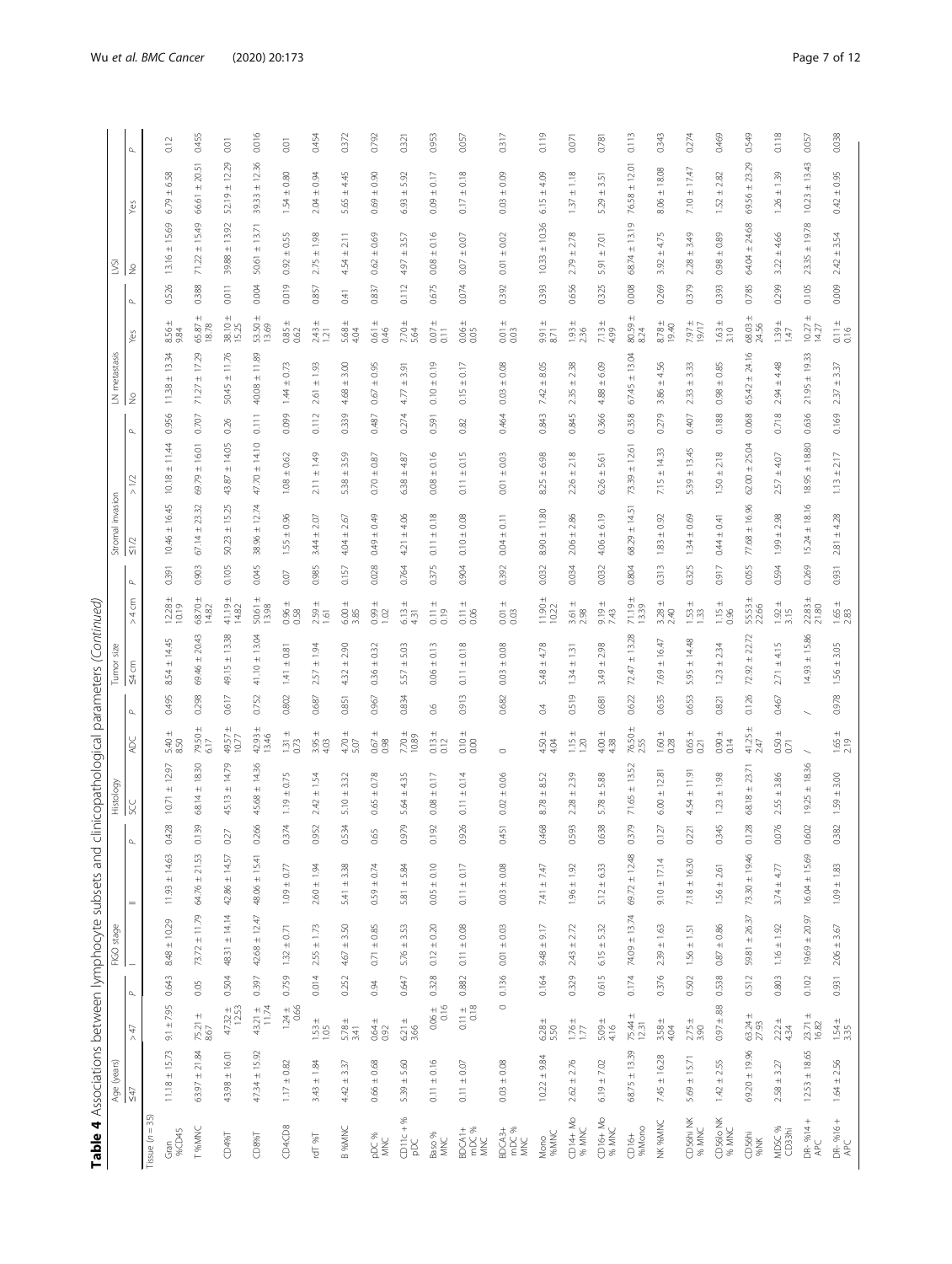**Table 4** Associations between lymphocyte subsets and clinicopathological parameters *(Continued)*

| | Age (years) | | | FIGO stage | | | Histology | | | Tumor size | | | Stromal invasion | | | LN metastasis | | | LVSI | | |
|---|---|---|---|---|---|---|---|---|---|---|---|---|---|---|---|---|---|---|---|---|---|
| | ≤47 | >47 | P | I | II | P | SCC | ADC | P | ≤4 cm | >4 cm | P | ≤1/2 | >1/2 | P | No | Yes | P | No | Yes | P |
| Tissue (n = 35) | | | | | | | | | | | | | | | | | | | | | |
| Gran %CD45 | 11.18 ± 15.73 | 9.1 ± 7.95 | 0.643 | 8.48 ± 10.29 | 11.93 ± 14.63 | 0.428 | 10.71 ± 12.97 | 5.40 ± 8.50 | 0.495 | 8.54 ± 14.45 | 12.28 ± 10.19 | 0.391 | 10.46 ± 16.45 | 10.18 ± 11.44 | 0.956 | 11.38 ± 13.34 | 8.56 ± 9.84 | 0.526 | 13.16 ± 15.69 | 6.79 ± 6.58 | 0.12 |
| T %MNC | 63.97 ± 21.84 | 75.21 ± 8.67 | 0.05 | 73.72 ± 11.79 | 64.76 ± 21.53 | 0.139 | 68.14 ± 18.30 | 79.50 ± 6.17 | 0.298 | 69.46 ± 20.43 | 68.70 ± 14.82 | 0.903 | 67.14 ± 23.32 | 69.79 ± 16.01 | 0.707 | 71.27 ± 17.29 | 65.87 ± 18.78 | 0.388 | 71.22 ± 15.49 | 66.61 ± 20.51 | 0.455 |
| CD4%T | 43.98 ± 16.01 | 47.32 ± 12.53 | 0.504 | 48.31 ± 14.14 | 42.86 ± 14.57 | 0.27 | 45.13 ± 14.79 | 49.57 ± 10.27 | 0.617 | 49.15 ± 13.38 | 41.19 ± 14.82 | 0.105 | 50.23 ± 15.25 | 43.87 ± 14.05 | 0.26 | 50.45 ± 11.76 | 38.10 ± 15.25 | 0.011 | 39.88 ± 13.92 | 52.19 ± 12.29 | 0.01 |
| CD8%T | 47.34 ± 15.92 | 43.21 ± 11.74 | 0.397 | 42.68 ± 12.47 | 48.06 ± 15.41 | 0.266 | 45.68 ± 14.36 | 42.93 ± 13.46 | 0.752 | 41.10 ± 13.04 | 50.61 ± 13.98 | 0.045 | 38.96 ± 12.74 | 47.70 ± 14.10 | 0.111 | 40.08 ± 11.89 | 53.50 ± 13.69 | 0.004 | 50.61 ± 13.71 | 39.33 ± 12.36 | 0.016 |
| CD4/CD8 | 1.17 ± 0.82 | 1.24 ± 0.66 | 0.759 | 1.32 ± 0.71 | 1.09 ± 0.77 | 0.374 | 1.19 ± 0.75 | 1.31 ± 0.73 | 0.802 | 1.41 ± 0.81 | 0.96 ± 0.58 | 0.07 | 1.55 ± 0.96 | 1.08 ± 0.62 | 0.099 | 1.44 ± 0.73 | 0.85 ± 0.62 | 0.019 | 0.92 ± 0.55 | 1.54 ± 0.80 | 0.01 |
| γδT %T | 3.43 ± 1.84 | 1.53 ± 1.05 | 0.014 | 2.55 ± 1.73 | 2.60 ± 1.94 | 0.952 | 2.42 ± 1.54 | 3.95 ± 4.03 | 0.687 | 2.57 ± 1.94 | 2.59 ± 1.61 | 0.985 | 3.44 ± 2.07 | 2.11 ± 1.49 | 0.112 | 2.61 ± 1.93 | 2.43 ± 1.21 | 0.857 | 2.75 ± 1.98 | 2.04 ± 0.94 | 0.454 |
| B %MNC | 4.42 ± 3.37 | 5.78 ± 3.41 | 0.252 | 4.67 ± 3.50 | 5.41 ± 3.38 | 0.534 | 5.10 ± 3.32 | 4.70 ± 5.07 | 0.851 | 4.32 ± 2.90 | 6.00 ± 3.85 | 0.157 | 4.04 ± 2.67 | 5.38 ± 3.59 | 0.339 | 4.68 ± 3.00 | 5.68 ± 4.04 | 0.41 | 4.54 ± 2.11 | 5.65 ± 4.45 | 0.372 |
| pDC % MNC | 0.66 ± 0.68 | 0.64 ± 0.92 | 0.94 | 0.71 ± 0.85 | 0.59 ± 0.74 | 0.65 | 0.65 ± 0.78 | 0.67 ± 0.98 | 0.967 | 0.36 ± 0.32 | 0.99 ± 1.02 | 0.028 | 0.49 ± 0.49 | 0.70 ± 0.87 | 0.487 | 0.67 ± 0.95 | 0.61 ± 0.46 | 0.837 | 0.62 ± 0.69 | 0.69 ± 0.90 | 0.792 |
| CD11c + % pDC | 5.39 ± 5.60 | 6.21 ± 3.66 | 0.647 | 5.76 ± 3.53 | 5.81 ± 5.84 | 0.979 | 5.64 ± 4.35 | 7.70 ± 10.89 | 0.834 | 5.57 ± 5.03 | 6.13 ± 4.31 | 0.764 | 4.21 ± 4.06 | 6.38 ± 4.87 | 0.274 | 4.77 ± 3.91 | 7.70 ± 5.64 | 0.112 | 4.97 ± 3.57 | 6.93 ± 5.92 | 0.321 |
| Baso % MNC | 0.11 ± 0.16 | 0.06 ± 0.16 | 0.328 | 0.12 ± 0.20 | 0.05 ± 0.10 | 0.192 | 0.08 ± 0.17 | 0.13 ± 0.12 | 0.6 | 0.06 ± 0.13 | 0.11 ± 0.19 | 0.375 | 0.11 ± 0.18 | 0.08 ± 0.16 | 0.591 | 0.10 ± 0.19 | 0.07 ± 0.11 | 0.675 | 0.08 ± 0.16 | 0.09 ± 0.17 | 0.953 |
| BDCA1+ mDC % MNC | 0.11 ± 0.07 | 0.11 ± 0.18 | 0.882 | 0.11 ± 0.08 | 0.11 ± 0.17 | 0.926 | 0.11 ± 0.14 | 0.10 ± 0.00 | 0.913 | 0.11 ± 0.18 | 0.11 ± 0.06 | 0.904 | 0.10 ± 0.08 | 0.11 ± 0.15 | 0.82 | 0.15 ± 0.17 | 0.06 ± 0.05 | 0.074 | 0.07 ± 0.07 | 0.17 ± 0.18 | 0.057 |
| BDCA3+ mDC % MNC | 0.03 ± 0.08 | 0 | 0.136 | 0.01 ± 0.03 | 0.03 ± 0.08 | 0.451 | 0.02 ± 0.06 | 0 | 0.682 | 0.03 ± 0.08 | 0.01 ± 0.03 | 0.392 | 0.04 ± 0.11 | 0.01 ± 0.03 | 0.464 | 0.03 ± 0.08 | 0.01 ± 0.03 | 0.392 | 0.01 ± 0.02 | 0.03 ± 0.09 | 0.317 |
| Mono %MNC | 10.22 ± 9.84 | 6.28 ± 5.50 | 0.164 | 9.48 ± 9.17 | 7.41 ± 7.47 | 0.468 | 8.78 ± 8.52 | 4.50 ± 4.04 | 0.4 | 5.48 ± 4.78 | 11.90 ± 10.22 | 0.032 | 8.90 ± 11.80 | 8.25 ± 6.98 | 0.843 | 7.42 ± 8.05 | 9.91 ± 8.71 | 0.393 | 10.33 ± 10.36 | 6.15 ± 4.09 | 0.119 |
| CD14+ Mo % MNC | 2.62 ± 2.76 | 1.76 ± 1.77 | 0.329 | 2.43 ± 2.72 | 1.96 ± 1.92 | 0.593 | 2.28 ± 2.39 | 1.15 ± 1.20 | 0.519 | 1.34 ± 1.31 | 3.61 ± 2.98 | 0.034 | 2.06 ± 2.86 | 2.26 ± 2.18 | 0.845 | 2.35 ± 2.38 | 1.93 ± 2.36 | 0.656 | 2.79 ± 2.78 | 1.37 ± 1.18 | 0.071 |
| CD16+ Mo % MNC | 6.19 ± 7.02 | 5.09 ± 4.16 | 0.615 | 6.15 ± 5.32 | 5.12 ± 6.33 | 0.638 | 5.78 ± 5.88 | 4.00 ± 4.38 | 0.681 | 3.49 ± 2.98 | 9.19 ± 7.43 | 0.032 | 4.06 ± 6.19 | 6.26 ± 5.61 | 0.366 | 4.88 ± 6.09 | 7.13 ± 4.99 | 0.325 | 5.91 ± 7.01 | 5.29 ± 3.51 | 0.781 |
| CD16+ %Mono | 68.75 ± 13.39 | 75.44 ± 12.31 | 0.174 | 74.09 ± 13.74 | 69.72 ± 12.48 | 0.379 | 71.65 ± 13.52 | 76.50 ± 2.55 | 0.622 | 72.47 ± 13.28 | 71.19 ± 13.39 | 0.804 | 68.29 ± 14.51 | 73.39 ± 12.61 | 0.358 | 67.45 ± 13.04 | 80.59 ± 8.24 | 0.008 | 68.74 ± 13.19 | 76.58 ± 12.01 | 0.113 |
| NK %MNC | 7.45 ± 16.28 | 3.58 ± 4.04 | 0.376 | 2.39 ± 1.63 | 9.10 ± 17.14 | 0.127 | 6.00 ± 12.81 | 1.60 ± 0.28 | 0.635 | 7.69 ± 16.47 | 3.28 ± 2.40 | 0.313 | 1.83 ± 0.92 | 7.15 ± 14.33 | 0.279 | 3.86 ± 4.56 | 8.78 ± 19.40 | 0.269 | 3.92 ± 4.75 | 8.06 ± 18.08 | 0.343 |
| CD56hi NK % MNC | 5.69 ± 15.71 | 2.75 ± 3.90 | 0.502 | 1.56 ± 1.51 | 7.18 ± 16.30 | 0.221 | 4.54 ± 11.91 | 0.65 ± 0.21 | 0.653 | 5.95 ± 14.48 | 1.53 ± 1.33 | 0.325 | 1.34 ± 0.69 | 5.39 ± 13.45 | 0.407 | 2.33 ± 3.33 | 7.97 ± 19.17 | 0.379 | 2.28 ± 3.49 | 7.10 ± 17.47 | 0.274 |
| CD56lo NK % MNC | 1.42 ± 2.55 | 0.97 ± .88 | 0.538 | 0.87 ± 0.86 | 1.56 ± 2.61 | 0.345 | 1.23 ± 1.98 | 0.90 ± 0.14 | 0.821 | 1.23 ± 2.34 | 1.15 ± 0.96 | 0.917 | 0.44 ± 0.41 | 1.50 ± 2.18 | 0.188 | 0.98 ± 0.85 | 1.63 ± 3.10 | 0.393 | 0.98 ± 0.89 | 1.52 ± 2.82 | 0.469 |
| CD56hi %NK | 69.20 ± 19.96 | 63.24 ± 27.93 | 0.512 | 59.81 ± 26.37 | 73.30 ± 19.46 | 0.128 | 68.18 ± 23.71 | 41.25 ± 2.47 | 0.126 | 72.92 ± 22.72 | 55.53 ± 22.66 | 0.055 | 77.68 ± 16.96 | 62.00 ± 25.04 | 0.068 | 65.42 ± 24.16 | 68.03 ± 24.56 | 0.785 | 64.04 ± 24.68 | 69.56 ± 23.29 | 0.549 |
| MDSC % CD33hi | 2.58 ± 3.27 | 2.22 ± 4.34 | 0.803 | 1.16 ± 1.92 | 3.74 ± 4.77 | 0.076 | 2.55 ± 3.86 | 0.50 ± 0.71 | 0.467 | 2.71 ± 4.15 | 1.92 ± 3.15 | 0.594 | 1.99 ± 2.98 | 2.57 ± 4.07 | 0.718 | 2.94 ± 4.48 | 1.39 ± 1.47 | 0.299 | 3.22 ± 4.66 | 1.26 ± 1.39 | 0.118 |
| DR- %14 + APC | 12.53 ± 18.65 | 23.71 ± 16.82 | 0.102 | 19.69 ± 20.97 | 16.04 ± 15.69 | 0.602 | 19.25 ± 18.36 | / | / | 14.93 ± 15.86 | 22.83 ± 21.80 | 0.269 | 15.24 ± 18.16 | 18.95 ± 18.80 | 0.636 | 21.95 ± 19.33 | 10.27 ± 14.27 | 0.105 | 23.35 ± 19.78 | 10.23 ± 13.43 | 0.057 |
| DR- %16 + APC | 1.64 ± 2.56 | 1.54 ± 3.35 | 0.931 | 2.06 ± 3.67 | 1.09 ± 1.83 | 0.382 | 1.59 ± 3.00 | 1.65 ± 2.19 | 0.978 | 1.56 ± 3.05 | 1.65 ± 2.83 | 0.931 | 2.81 ± 4.28 | 1.13 ± 2.17 | 0.169 | 2.37 ± 3.37 | 0.11 ± 0.16 | 0.009 | 2.42 ± 3.54 | 0.42 ± 0.95 | 0.038 |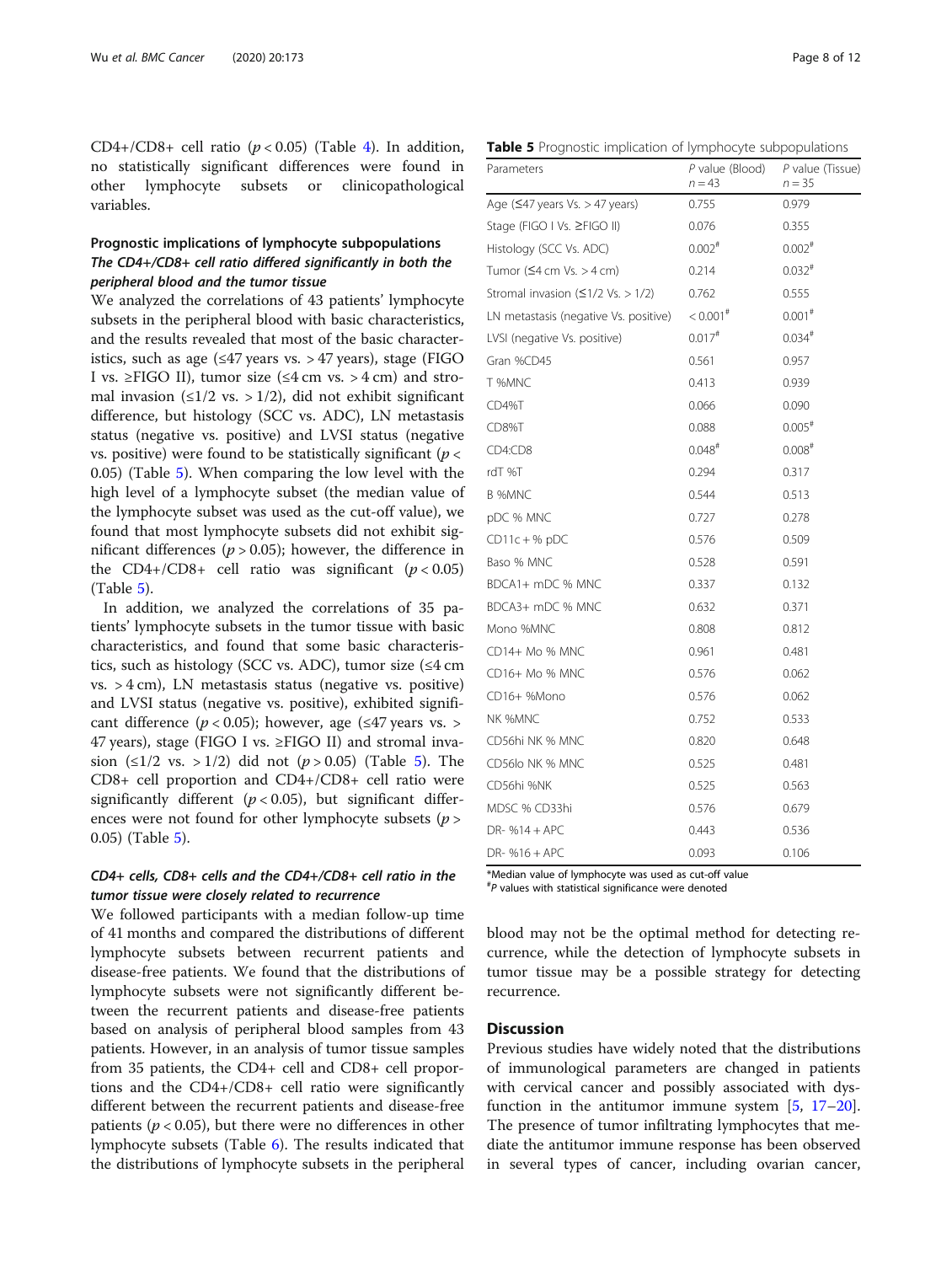CD4+/CD8+ cell ratio ($p < 0.05$) (Table 4). In addition, no statistically significant differences were found in other lymphocyte subsets or clinicopathological variables.

### Prognostic implications of lymphocyte subpopulations

#### *The CD4+/CD8+ cell ratio differed significantly in both the peripheral blood and the tumor tissue*

We analyzed the correlations of 43 patients' lymphocyte subsets in the peripheral blood with basic characteristics, and the results revealed that most of the basic characteristics, such as age (≤47 years vs. > 47 years), stage (FIGO I vs. ≥FIGO II), tumor size (≤4 cm vs. > 4 cm) and stromal invasion (≤1/2 vs. > 1/2), did not exhibit significant difference, but histology (SCC vs. ADC), LN metastasis status (negative vs. positive) and LVSI status (negative vs. positive) were found to be statistically significant ($p < 0.05$) (Table 5). When comparing the low level with the high level of a lymphocyte subset (the median value of the lymphocyte subset was used as the cut-off value), we found that most lymphocyte subsets did not exhibit significant differences ($p > 0.05$); however, the difference in the CD4+/CD8+ cell ratio was significant ($p < 0.05$) (Table 5).

In addition, we analyzed the correlations of 35 patients' lymphocyte subsets in the tumor tissue with basic characteristics, and found that some basic characteristics, such as histology (SCC vs. ADC), tumor size (≤4 cm vs. > 4 cm), LN metastasis status (negative vs. positive) and LVSI status (negative vs. positive), exhibited significant difference ($p < 0.05$); however, age (≤47 years vs. > 47 years), stage (FIGO I vs. ≥FIGO II) and stromal invasion (≤1/2 vs. > 1/2) did not ($p > 0.05$) (Table 5). The CD8+ cell proportion and CD4+/CD8+ cell ratio were significantly different ($p < 0.05$), but significant differences were not found for other lymphocyte subsets ($p > 0.05$) (Table 5).

#### *CD4+ cells, CD8+ cells and the CD4+/CD8+ cell ratio in the tumor tissue were closely related to recurrence*

We followed participants with a median follow-up time of 41 months and compared the distributions of different lymphocyte subsets between recurrent patients and disease-free patients. We found that the distributions of lymphocyte subsets were not significantly different between the recurrent patients and disease-free patients based on analysis of peripheral blood samples from 43 patients. However, in an analysis of tumor tissue samples from 35 patients, the CD4+ cell and CD8+ cell proportions and the CD4+/CD8+ cell ratio were significantly different between the recurrent patients and disease-free patients ($p < 0.05$), but there were no differences in other lymphocyte subsets (Table 6). The results indicated that the distributions of lymphocyte subsets in the peripheral blood may not be the optimal method for detecting recurrence, while the detection of lymphocyte subsets in tumor tissue may be a possible strategy for detecting recurrence.

**Table 5** Prognostic implication of lymphocyte subpopulations

| Parameters | *P* value (Blood) $n = 43$ | *P* value (Tissue) $n = 35$ |
|---|---|---|
| Age (≤47 years Vs. > 47 years) | 0.755 | 0.979 |
| Stage (FIGO I Vs. ≥FIGO II) | 0.076 | 0.355 |
| Histology (SCC Vs. ADC) | 0.002[#] | 0.002[#] |
| Tumor (≤4 cm Vs. > 4 cm) | 0.214 | 0.032[#] |
| Stromal invasion (≤1/2 Vs. > 1/2) | 0.762 | 0.555 |
| LN metastasis (negative Vs. positive) | < 0.001[#] | 0.001[#] |
| LVSI (negative Vs. positive) | 0.017[#] | 0.034[#] |
| Gran %CD45 | 0.561 | 0.957 |
| T %MNC | 0.413 | 0.939 |
| CD4%T | 0.066 | 0.090 |
| CD8%T | 0.088 | 0.005[#] |
| CD4:CD8 | 0.048[#] | 0.008[#] |
| rdT %T | 0.294 | 0.317 |
| B %MNC | 0.544 | 0.513 |
| pDC % MNC | 0.727 | 0.278 |
| CD11c + % pDC | 0.576 | 0.509 |
| Baso % MNC | 0.528 | 0.591 |
| BDCA1+ mDC % MNC | 0.337 | 0.132 |
| BDCA3+ mDC % MNC | 0.632 | 0.371 |
| Mono %MNC | 0.808 | 0.812 |
| CD14+ Mo % MNC | 0.961 | 0.481 |
| CD16+ Mo % MNC | 0.576 | 0.062 |
| CD16+ %Mono | 0.576 | 0.062 |
| NK %MNC | 0.752 | 0.533 |
| CD56hi NK % MNC | 0.820 | 0.648 |
| CD56lo NK % MNC | 0.525 | 0.481 |
| CD56hi %NK | 0.525 | 0.563 |
| MDSC % CD33hi | 0.576 | 0.679 |
| DR- %14 + APC | 0.443 | 0.536 |
| DR- %16 + APC | 0.093 | 0.106 |

*Median value of lymphocyte was used as cut-off value
[#]*P* values with statistical significance were denoted

## Discussion

Previous studies have widely noted that the distributions of immunological parameters are changed in patients with cervical cancer and possibly associated with dysfunction in the antitumor immune system [5, 17–20]. The presence of tumor infiltrating lymphocytes that mediate the antitumor immune response has been observed in several types of cancer, including ovarian cancer,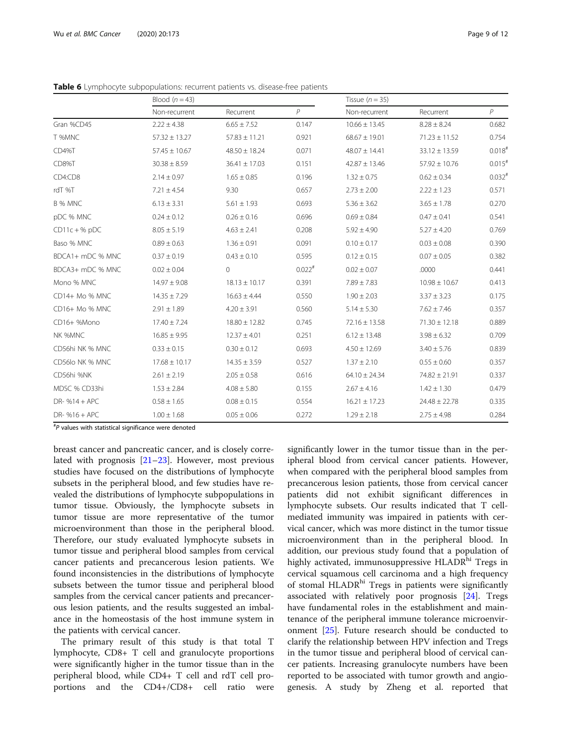**Table 6** Lymphocyte subpopulations: recurrent patients vs. disease-free patients

| | Blood ($n = 43$) | | | Tissue ($n = 35$) | | |
|---|---|---|---|---|---|---|
| | Non-recurrent | Recurrent | $P$ | Non-recurrent | Recurrent | $P$ |
| Gran %CD45 | 2.22 ± 4.38 | 6.65 ± 7.52 | 0.147 | 10.66 ± 13.45 | 8.28 ± 8.24 | 0.682 |
| T %MNC | 57.32 ± 13.27 | 57.83 ± 11.21 | 0.921 | 68.67 ± 19.01 | 71.23 ± 11.52 | 0.754 |
| CD4%T | 57.45 ± 10.67 | 48.50 ± 18.24 | 0.071 | 48.07 ± 14.41 | 33.12 ± 13.59 | 0.018[#] |
| CD8%T | 30.38 ± 8.59 | 36.41 ± 17.03 | 0.151 | 42.87 ± 13.46 | 57.92 ± 10.76 | 0.015[#] |
| CD4:CD8 | 2.14 ± 0.97 | 1.65 ± 0.85 | 0.196 | 1.32 ± 0.75 | 0.62 ± 0.34 | 0.032[#] |
| rdT %T | 7.21 ± 4.54 | 9.30 | 0.657 | 2.73 ± 2.00 | 2.22 ± 1.23 | 0.571 |
| B % MNC | 6.13 ± 3.31 | 5.61 ± 1.93 | 0.693 | 5.36 ± 3.62 | 3.65 ± 1.78 | 0.270 |
| pDC % MNC | 0.24 ± 0.12 | 0.26 ± 0.16 | 0.696 | 0.69 ± 0.84 | 0.47 ± 0.41 | 0.541 |
| CD11c + % pDC | 8.05 ± 5.19 | 4.63 ± 2.41 | 0.208 | 5.92 ± 4.90 | 5.27 ± 4.20 | 0.769 |
| Baso % MNC | 0.89 ± 0.63 | 1.36 ± 0.91 | 0.091 | 0.10 ± 0.17 | 0.03 ± 0.08 | 0.390 |
| BDCA1+ mDC % MNC | 0.37 ± 0.19 | 0.43 ± 0.10 | 0.595 | 0.12 ± 0.15 | 0.07 ± 0.05 | 0.382 |
| BDCA3+ mDC % MNC | 0.02 ± 0.04 | 0 | 0.022[#] | 0.02 ± 0.07 | .0000 | 0.441 |
| Mono % MNC | 14.97 ± 9.08 | 18.13 ± 10.17 | 0.391 | 7.89 ± 7.83 | 10.98 ± 10.67 | 0.413 |
| CD14+ Mo % MNC | 14.35 ± 7.29 | 16.63 ± 4.44 | 0.550 | 1.90 ± 2.03 | 3.37 ± 3.23 | 0.175 |
| CD16+ Mo % MNC | 2.91 ± 1.89 | 4.20 ± 3.91 | 0.560 | 5.14 ± 5.30 | 7.62 ± 7.46 | 0.357 |
| CD16+ %Mono | 17.40 ± 7.24 | 18.80 ± 12.82 | 0.745 | 72.16 ± 13.58 | 71.30 ± 12.18 | 0.889 |
| NK %MNC | 16.85 ± 9.95 | 12.37 ± 4.01 | 0.251 | 6.12 ± 13.48 | 3.98 ± 6.32 | 0.709 |
| CD56hi NK % MNC | 0.33 ± 0.15 | 0.30 ± 0.12 | 0.693 | 4.50 ± 12.69 | 3.40 ± 5.76 | 0.839 |
| CD56lo NK % MNC | 17.68 ± 10.17 | 14.35 ± 3.59 | 0.527 | 1.37 ± 2.10 | 0.55 ± 0.60 | 0.357 |
| CD56hi %NK | 2.61 ± 2.19 | 2.05 ± 0.58 | 0.616 | 64.10 ± 24.34 | 74.82 ± 21.91 | 0.337 |
| MDSC % CD33hi | 1.53 ± 2.84 | 4.08 ± 5.80 | 0.155 | 2.67 ± 4.16 | 1.42 ± 1.30 | 0.479 |
| DR- %14 + APC | 0.58 ± 1.65 | 0.08 ± 0.15 | 0.554 | 16.21 ± 17.23 | 24.48 ± 22.78 | 0.335 |
| DR- %16 + APC | 1.00 ± 1.68 | 0.05 ± 0.06 | 0.272 | 1.29 ± 2.18 | 2.75 ± 4.98 | 0.284 |

[#] $P$ values with statistical significance were denoted

breast cancer and pancreatic cancer, and is closely correlated with prognosis [21–23]. However, most previous studies have focused on the distributions of lymphocyte subsets in the peripheral blood, and few studies have revealed the distributions of lymphocyte subpopulations in tumor tissue. Obviously, the lymphocyte subsets in tumor tissue are more representative of the tumor microenvironment than those in the peripheral blood. Therefore, our study evaluated lymphocyte subsets in tumor tissue and peripheral blood samples from cervical cancer patients and precancerous lesion patients. We found inconsistencies in the distributions of lymphocyte subsets between the tumor tissue and peripheral blood samples from the cervical cancer patients and precancerous lesion patients, and the results suggested an imbalance in the homeostasis of the host immune system in the patients with cervical cancer.

The primary result of this study is that total T lymphocyte, CD8+ T cell and granulocyte proportions were significantly higher in the tumor tissue than in the peripheral blood, while CD4+ T cell and rdT cell proportions and the CD4+/CD8+ cell ratio were significantly lower in the tumor tissue than in the peripheral blood from cervical cancer patients. However, when compared with the peripheral blood samples from precancerous lesion patients, those from cervical cancer patients did not exhibit significant differences in lymphocyte subsets. Our results indicated that T cell-mediated immunity was impaired in patients with cervical cancer, which was more distinct in the tumor tissue microenvironment than in the peripheral blood. In addition, our previous study found that a population of highly activated, immunosuppressive HLADR$^{hi}$ Tregs in cervical squamous cell carcinoma and a high frequency of stomal HLADR$^{hi}$ Tregs in patients were significantly associated with relatively poor prognosis [24]. Tregs have fundamental roles in the establishment and maintenance of the peripheral immune tolerance microenvironment [25]. Future research should be conducted to clarify the relationship between HPV infection and Tregs in the tumor tissue and peripheral blood of cervical cancer patients. Increasing granulocyte numbers have been reported to be associated with tumor growth and angiogenesis. A study by Zheng et al. reported that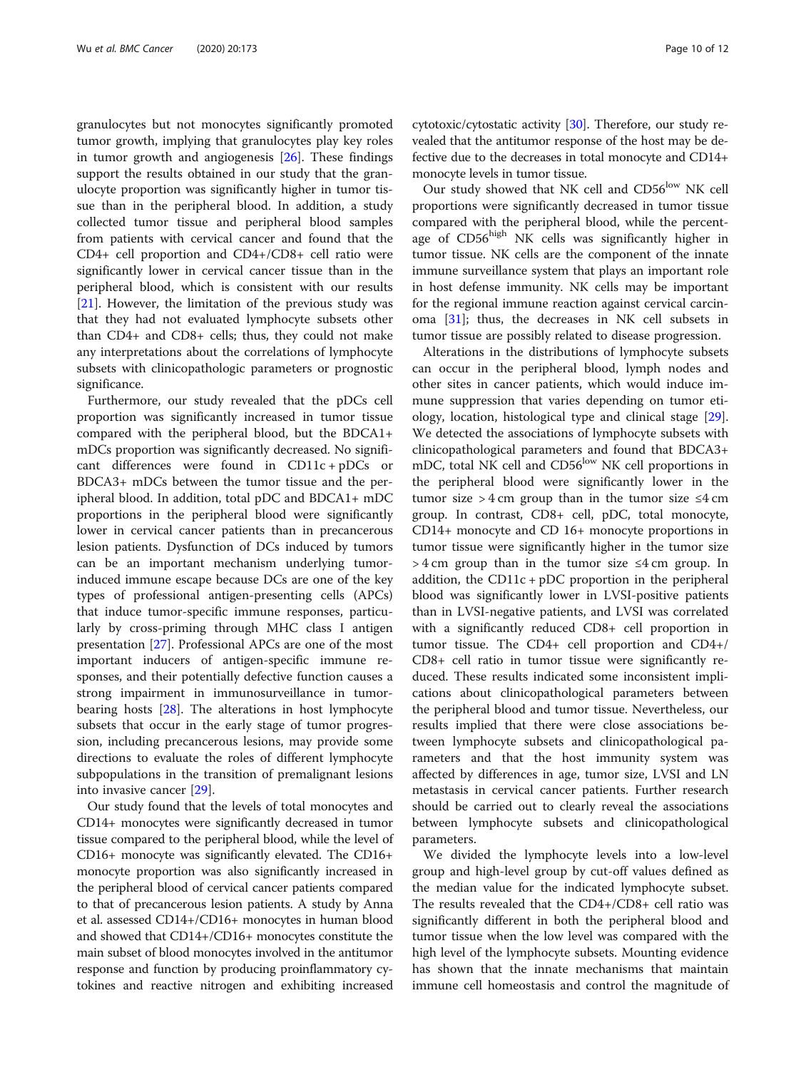granulocytes but not monocytes significantly promoted tumor growth, implying that granulocytes play key roles in tumor growth and angiogenesis [26]. These findings support the results obtained in our study that the granulocyte proportion was significantly higher in tumor tissue than in the peripheral blood. In addition, a study collected tumor tissue and peripheral blood samples from patients with cervical cancer and found that the CD4+ cell proportion and CD4+/CD8+ cell ratio were significantly lower in cervical cancer tissue than in the peripheral blood, which is consistent with our results [21]. However, the limitation of the previous study was that they had not evaluated lymphocyte subsets other than CD4+ and CD8+ cells; thus, they could not make any interpretations about the correlations of lymphocyte subsets with clinicopathologic parameters or prognostic significance.

Furthermore, our study revealed that the pDCs cell proportion was significantly increased in tumor tissue compared with the peripheral blood, but the BDCA1+ mDCs proportion was significantly decreased. No significant differences were found in CD11c + pDCs or BDCA3+ mDCs between the tumor tissue and the peripheral blood. In addition, total pDC and BDCA1+ mDC proportions in the peripheral blood were significantly lower in cervical cancer patients than in precancerous lesion patients. Dysfunction of DCs induced by tumors can be an important mechanism underlying tumor-induced immune escape because DCs are one of the key types of professional antigen-presenting cells (APCs) that induce tumor-specific immune responses, particularly by cross-priming through MHC class I antigen presentation [27]. Professional APCs are one of the most important inducers of antigen-specific immune responses, and their potentially defective function causes a strong impairment in immunosurveillance in tumor-bearing hosts [28]. The alterations in host lymphocyte subsets that occur in the early stage of tumor progression, including precancerous lesions, may provide some directions to evaluate the roles of different lymphocyte subpopulations in the transition of premalignant lesions into invasive cancer [29].

Our study found that the levels of total monocytes and CD14+ monocytes were significantly decreased in tumor tissue compared to the peripheral blood, while the level of CD16+ monocyte was significantly elevated. The CD16+ monocyte proportion was also significantly increased in the peripheral blood of cervical cancer patients compared to that of precancerous lesion patients. A study by Anna et al. assessed CD14+/CD16+ monocytes in human blood and showed that CD14+/CD16+ monocytes constitute the main subset of blood monocytes involved in the antitumor response and function by producing proinflammatory cytokines and reactive nitrogen and exhibiting increased cytotoxic/cytostatic activity [30]. Therefore, our study revealed that the antitumor response of the host may be defective due to the decreases in total monocyte and CD14+ monocyte levels in tumor tissue.

Our study showed that NK cell and CD56$^{low}$ NK cell proportions were significantly decreased in tumor tissue compared with the peripheral blood, while the percentage of CD56$^{high}$ NK cells was significantly higher in tumor tissue. NK cells are the component of the innate immune surveillance system that plays an important role in host defense immunity. NK cells may be important for the regional immune reaction against cervical carcinoma [31]; thus, the decreases in NK cell subsets in tumor tissue are possibly related to disease progression.

Alterations in the distributions of lymphocyte subsets can occur in the peripheral blood, lymph nodes and other sites in cancer patients, which would induce immune suppression that varies depending on tumor etiology, location, histological type and clinical stage [29]. We detected the associations of lymphocyte subsets with clinicopathological parameters and found that BDCA3+ mDC, total NK cell and CD56$^{low}$ NK cell proportions in the peripheral blood were significantly lower in the tumor size > 4 cm group than in the tumor size ≤4 cm group. In contrast, CD8+ cell, pDC, total monocyte, CD14+ monocyte and CD 16+ monocyte proportions in tumor tissue were significantly higher in the tumor size > 4 cm group than in the tumor size ≤4 cm group. In addition, the CD11c + pDC proportion in the peripheral blood was significantly lower in LVSI-positive patients than in LVSI-negative patients, and LVSI was correlated with a significantly reduced CD8+ cell proportion in tumor tissue. The CD4+ cell proportion and CD4+/CD8+ cell ratio in tumor tissue were significantly reduced. These results indicated some inconsistent implications about clinicopathological parameters between the peripheral blood and tumor tissue. Nevertheless, our results implied that there were close associations between lymphocyte subsets and clinicopathological parameters and that the host immunity system was affected by differences in age, tumor size, LVSI and LN metastasis in cervical cancer patients. Further research should be carried out to clearly reveal the associations between lymphocyte subsets and clinicopathological parameters.

We divided the lymphocyte levels into a low-level group and high-level group by cut-off values defined as the median value for the indicated lymphocyte subset. The results revealed that the CD4+/CD8+ cell ratio was significantly different in both the peripheral blood and tumor tissue when the low level was compared with the high level of the lymphocyte subsets. Mounting evidence has shown that the innate mechanisms that maintain immune cell homeostasis and control the magnitude of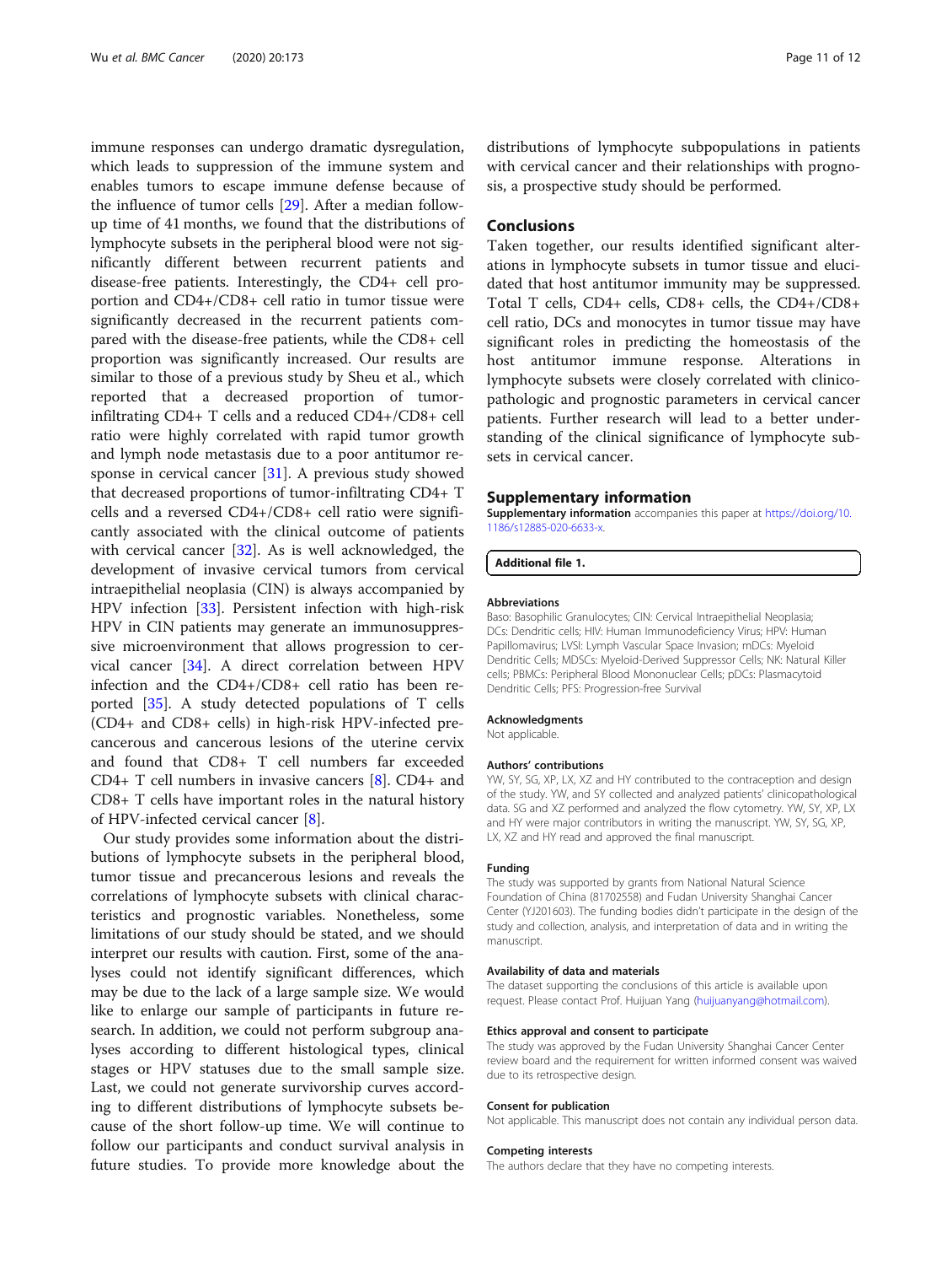immune responses can undergo dramatic dysregulation, which leads to suppression of the immune system and enables tumors to escape immune defense because of the influence of tumor cells [29]. After a median follow-up time of 41 months, we found that the distributions of lymphocyte subsets in the peripheral blood were not significantly different between recurrent patients and disease-free patients. Interestingly, the CD4+ cell proportion and CD4+/CD8+ cell ratio in tumor tissue were significantly decreased in the recurrent patients compared with the disease-free patients, while the CD8+ cell proportion was significantly increased. Our results are similar to those of a previous study by Sheu et al., which reported that a decreased proportion of tumor-infiltrating CD4+ T cells and a reduced CD4+/CD8+ cell ratio were highly correlated with rapid tumor growth and lymph node metastasis due to a poor antitumor response in cervical cancer [31]. A previous study showed that decreased proportions of tumor-infiltrating CD4+ T cells and a reversed CD4+/CD8+ cell ratio were significantly associated with the clinical outcome of patients with cervical cancer [32]. As is well acknowledged, the development of invasive cervical tumors from cervical intraepithelial neoplasia (CIN) is always accompanied by HPV infection [33]. Persistent infection with high-risk HPV in CIN patients may generate an immunosuppressive microenvironment that allows progression to cervical cancer [34]. A direct correlation between HPV infection and the CD4+/CD8+ cell ratio has been reported [35]. A study detected populations of T cells (CD4+ and CD8+ cells) in high-risk HPV-infected precancerous and cancerous lesions of the uterine cervix and found that CD8+ T cell numbers far exceeded CD4+ T cell numbers in invasive cancers [8]. CD4+ and CD8+ T cells have important roles in the natural history of HPV-infected cervical cancer [8].

Our study provides some information about the distributions of lymphocyte subsets in the peripheral blood, tumor tissue and precancerous lesions and reveals the correlations of lymphocyte subsets with clinical characteristics and prognostic variables. Nonetheless, some limitations of our study should be stated, and we should interpret our results with caution. First, some of the analyses could not identify significant differences, which may be due to the lack of a large sample size. We would like to enlarge our sample of participants in future research. In addition, we could not perform subgroup analyses according to different histological types, clinical stages or HPV statuses due to the small sample size. Last, we could not generate survivorship curves according to different distributions of lymphocyte subsets because of the short follow-up time. We will continue to follow our participants and conduct survival analysis in future studies. To provide more knowledge about the distributions of lymphocyte subpopulations in patients with cervical cancer and their relationships with prognosis, a prospective study should be performed.

## Conclusions

Taken together, our results identified significant alterations in lymphocyte subsets in tumor tissue and elucidated that host antitumor immunity may be suppressed. Total T cells, CD4+ cells, CD8+ cells, the CD4+/CD8+ cell ratio, DCs and monocytes in tumor tissue may have significant roles in predicting the homeostasis of the host antitumor immune response. Alterations in lymphocyte subsets were closely correlated with clinicopathologic and prognostic parameters in cervical cancer patients. Further research will lead to a better understanding of the clinical significance of lymphocyte subsets in cervical cancer.

## Supplementary information

**Supplementary information** accompanies this paper at https://doi.org/10.1186/s12885-020-6633-x.

**Additional file 1.**

#### Abbreviations

Baso: Basophilic Granulocytes; CIN: Cervical Intraepithelial Neoplasia; DCs: Dendritic cells; HIV: Human Immunodeficiency Virus; HPV: Human Papillomavirus; LVSI: Lymph Vascular Space Invasion; mDCs: Myeloid Dendritic Cells; MDSCs: Myeloid-Derived Suppressor Cells; NK: Natural Killer cells; PBMCs: Peripheral Blood Mononuclear Cells; pDCs: Plasmacytoid Dendritic Cells; PFS: Progression-free Survival

#### Acknowledgments

Not applicable.

#### Authors' contributions

YW, SY, SG, XP, LX, XZ and HY contributed to the contraception and design of the study. YW, and SY collected and analyzed patients' clinicopathological data. SG and XZ performed and analyzed the flow cytometry. YW, SY, XP, LX and HY were major contributors in writing the manuscript. YW, SY, SG, XP, LX, XZ and HY read and approved the final manuscript.

#### Funding

The study was supported by grants from National Natural Science Foundation of China (81702558) and Fudan University Shanghai Cancer Center (YJ201603). The funding bodies didn't participate in the design of the study and collection, analysis, and interpretation of data and in writing the manuscript.

#### Availability of data and materials

The dataset supporting the conclusions of this article is available upon request. Please contact Prof. Huijuan Yang (huijuanyang@hotmail.com).

#### Ethics approval and consent to participate

The study was approved by the Fudan University Shanghai Cancer Center review board and the requirement for written informed consent was waived due to its retrospective design.

#### Consent for publication

Not applicable. This manuscript does not contain any individual person data.

#### Competing interests

The authors declare that they have no competing interests.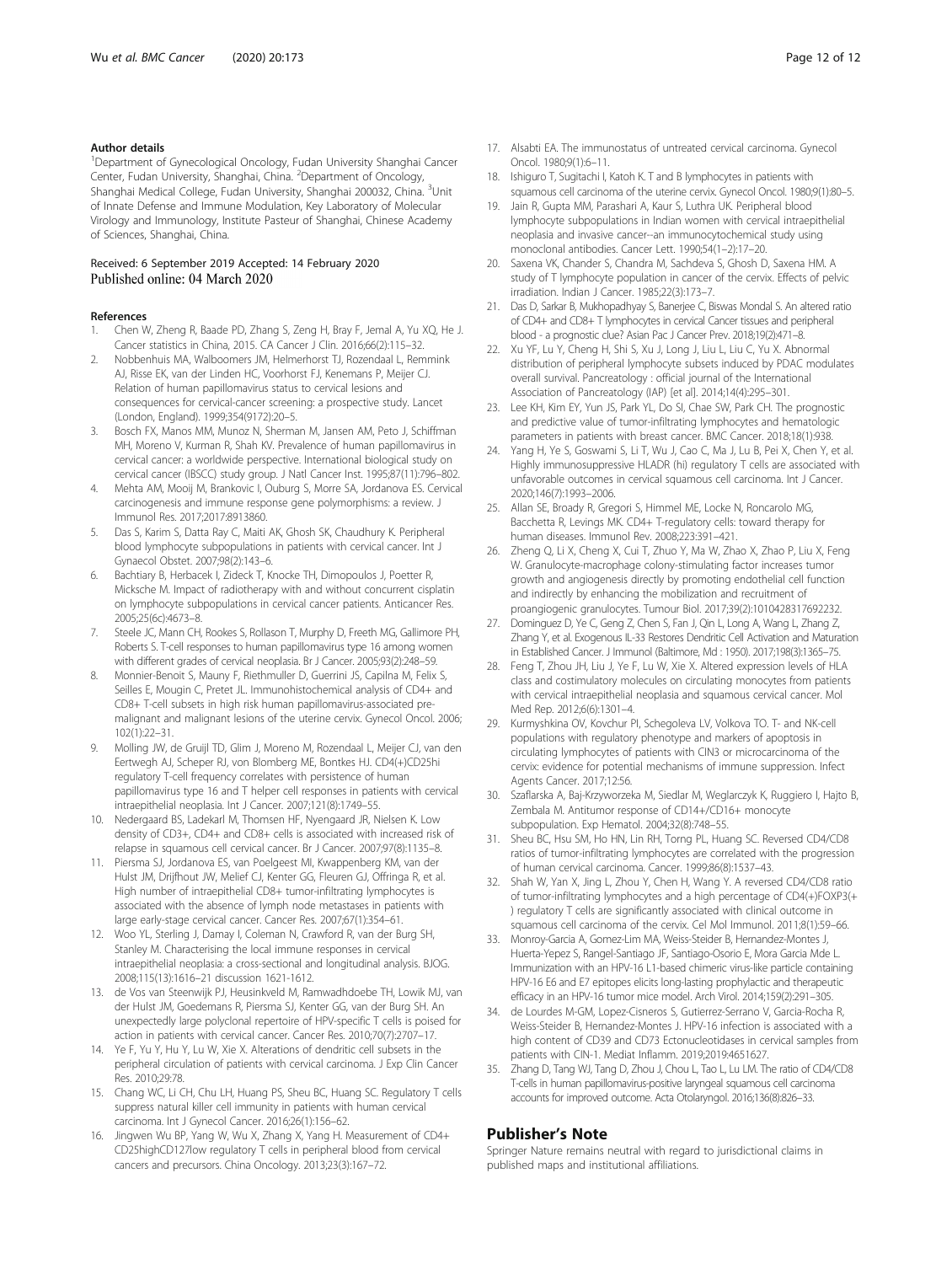#### Author details

[1]Department of Gynecological Oncology, Fudan University Shanghai Cancer Center, Fudan University, Shanghai, China. [2]Department of Oncology, Shanghai Medical College, Fudan University, Shanghai 200032, China. [3]Unit of Innate Defense and Immune Modulation, Key Laboratory of Molecular Virology and Immunology, Institute Pasteur of Shanghai, Chinese Academy of Sciences, Shanghai, China.

Received: 6 September 2019 Accepted: 14 February 2020
Published online: 04 March 2020

#### References

1. Chen W, Zheng R, Baade PD, Zhang S, Zeng H, Bray F, Jemal A, Yu XQ, He J. Cancer statistics in China, 2015. CA Cancer J Clin. 2016;66(2):115–32.
2. Nobbenhuis MA, Walboomers JM, Helmerhorst TJ, Rozendaal L, Remmink AJ, Risse EK, van der Linden HC, Voorhorst FJ, Kenemans P, Meijer CJ. Relation of human papillomavirus status to cervical lesions and consequences for cervical-cancer screening: a prospective study. Lancet (London, England). 1999;354(9172):20–5.
3. Bosch FX, Manos MM, Munoz N, Sherman M, Jansen AM, Peto J, Schiffman MH, Moreno V, Kurman R, Shah KV. Prevalence of human papillomavirus in cervical cancer: a worldwide perspective. International biological study on cervical cancer (IBSCC) study group. J Natl Cancer Inst. 1995;87(11):796–802.
4. Mehta AM, Mooij M, Brankovic I, Ouburg S, Morre SA, Jordanova ES. Cervical carcinogenesis and immune response gene polymorphisms: a review. J Immunol Res. 2017;2017:8913860.
5. Das S, Karim S, Datta Ray C, Maiti AK, Ghosh SK, Chaudhury K. Peripheral blood lymphocyte subpopulations in patients with cervical cancer. Int J Gynaecol Obstet. 2007;98(2):143–6.
6. Bachtiary B, Herbacek I, Zideck T, Knocke TH, Dimopoulos J, Poetter R, Micksche M. Impact of radiotherapy with and without concurrent cisplatin on lymphocyte subpopulations in cervical cancer patients. Anticancer Res. 2005;25(6c):4673–8.
7. Steele JC, Mann CH, Rookes S, Rollason T, Murphy D, Freeth MG, Gallimore PH, Roberts S. T-cell responses to human papillomavirus type 16 among women with different grades of cervical neoplasia. Br J Cancer. 2005;93(2):248–59.
8. Monnier-Benoit S, Mauny F, Riethmuller D, Guerrini JS, Capilna M, Felix S, Seilles E, Mougin C, Pretet JL. Immunohistochemical analysis of CD4+ and CD8+ T-cell subsets in high risk human papillomavirus-associated pre-malignant and malignant lesions of the uterine cervix. Gynecol Oncol. 2006;102(1):22–31.
9. Molling JW, de Gruijl TD, Glim J, Moreno M, Rozendaal L, Meijer CJ, van den Eertwegh AJ, Scheper RJ, von Blomberg ME, Bontkes HJ. CD4(+)CD25hi regulatory T-cell frequency correlates with persistence of human papillomavirus type 16 and T helper cell responses in patients with cervical intraepithelial neoplasia. Int J Cancer. 2007;121(8):1749–55.
10. Nedergaard BS, Ladekarl M, Thomsen HF, Nyengaard JR, Nielsen K. Low density of CD3+, CD4+ and CD8+ cells is associated with increased risk of relapse in squamous cell cervical cancer. Br J Cancer. 2007;97(8):1135–8.
11. Piersma SJ, Jordanova ES, van Poelgeest MI, Kwappenberg KM, van der Hulst JM, Drijfhout JW, Melief CJ, Kenter GG, Fleuren GJ, Offringa R, et al. High number of intraepithelial CD8+ tumor-infiltrating lymphocytes is associated with the absence of lymph node metastases in patients with large early-stage cervical cancer. Cancer Res. 2007;67(1):354–61.
12. Woo YL, Sterling J, Damay I, Coleman N, Crawford R, van der Burg SH, Stanley M. Characterising the local immune responses in cervical intraepithelial neoplasia: a cross-sectional and longitudinal analysis. BJOG. 2008;115(13):1616–21 discussion 1621-1612.
13. de Vos van Steenwijk PJ, Heusinkveld M, Ramwadhdoebe TH, Lowik MJ, van der Hulst JM, Goedemans R, Piersma SJ, Kenter GG, van der Burg SH. An unexpectedly large polyclonal repertoire of HPV-specific T cells is poised for action in patients with cervical cancer. Cancer Res. 2010;70(7):2707–17.
14. Ye F, Yu Y, Hu Y, Lu W, Xie X. Alterations of dendritic cell subsets in the peripheral circulation of patients with cervical carcinoma. J Exp Clin Cancer Res. 2010;29:78.
15. Chang WC, Li CH, Chu LH, Huang PS, Sheu BC, Huang SC. Regulatory T cells suppress natural killer cell immunity in patients with human cervical carcinoma. Int J Gynecol Cancer. 2016;26(1):156–62.
16. Jingwen Wu BP, Yang W, Wu X, Zhang X, Yang H. Measurement of CD4+ CD25highCD127low regulatory T cells in peripheral blood from cervical cancers and precursors. China Oncology. 2013;23(3):167–72.
17. Alsabti EA. The immunostatus of untreated cervical carcinoma. Gynecol Oncol. 1980;9(1):6–11.
18. Ishiguro T, Sugitachi I, Katoh K. T and B lymphocytes in patients with squamous cell carcinoma of the uterine cervix. Gynecol Oncol. 1980;9(1):80–5.
19. Jain R, Gupta MM, Parashari A, Kaur S, Luthra UK. Peripheral blood lymphocyte subpopulations in Indian women with cervical intraepithelial neoplasia and invasive cancer--an immunocytochemical study using monoclonal antibodies. Cancer Lett. 1990;54(1–2):17–20.
20. Saxena VK, Chander S, Chandra M, Sachdeva S, Ghosh D, Saxena HM. A study of T lymphocyte population in cancer of the cervix. Effects of pelvic irradiation. Indian J Cancer. 1985;22(3):173–7.
21. Das D, Sarkar B, Mukhopadhyay S, Banerjee C, Biswas Mondal S. An altered ratio of CD4+ and CD8+ T lymphocytes in cervical Cancer tissues and peripheral blood - a prognostic clue? Asian Pac J Cancer Prev. 2018;19(2):471–8.
22. Xu YF, Lu Y, Cheng H, Shi S, Xu J, Long J, Liu L, Liu C, Yu X. Abnormal distribution of peripheral lymphocyte subsets induced by PDAC modulates overall survival. Pancreatology : official journal of the International Association of Pancreatology (IAP) [et al]. 2014;14(4):295–301.
23. Lee KH, Kim EY, Yun JS, Park YL, Do SI, Chae SW, Park CH. The prognostic and predictive value of tumor-infiltrating lymphocytes and hematologic parameters in patients with breast cancer. BMC Cancer. 2018;18(1):938.
24. Yang H, Ye S, Goswami S, Li T, Wu J, Cao C, Ma J, Lu B, Pei X, Chen Y, et al. Highly immunosuppressive HLADR (hi) regulatory T cells are associated with unfavorable outcomes in cervical squamous cell carcinoma. Int J Cancer. 2020;146(7):1993–2006.
25. Allan SE, Broady R, Gregori S, Himmel ME, Locke N, Roncarolo MG, Bacchetta R, Levings MK. CD4+ T-regulatory cells: toward therapy for human diseases. Immunol Rev. 2008;223:391–421.
26. Zheng Q, Li X, Cheng X, Cui T, Zhuo Y, Ma W, Zhao X, Zhao P, Liu X, Feng W. Granulocyte-macrophage colony-stimulating factor increases tumor growth and angiogenesis directly by promoting endothelial cell function and indirectly by enhancing the mobilization and recruitment of proangiogenic granulocytes. Tumour Biol. 2017;39(2):1010428317692232.
27. Dominguez D, Ye C, Geng Z, Chen S, Fan J, Qin L, Long A, Wang L, Zhang Z, Zhang Y, et al. Exogenous IL-33 Restores Dendritic Cell Activation and Maturation in Established Cancer. J Immunol (Baltimore, Md : 1950). 2017;198(3):1365–75.
28. Feng T, Zhou JH, Liu J, Ye F, Lu W, Xie X. Altered expression levels of HLA class and costimulatory molecules on circulating monocytes from patients with cervical intraepithelial neoplasia and squamous cervical cancer. Mol Med Rep. 2012;6(6):1301–4.
29. Kurmyshkina OV, Kovchur PI, Schegoleva LV, Volkova TO. T- and NK-cell populations with regulatory phenotype and markers of apoptosis in circulating lymphocytes of patients with CIN3 or microcarcinoma of the cervix: evidence for potential mechanisms of immune suppression. Infect Agents Cancer. 2017;12:56.
30. Szaflarska A, Baj-Krzyworzeka M, Siedlar M, Weglarczyk K, Ruggiero I, Hajto B, Zembala M. Antitumor response of CD14+/CD16+ monocyte subpopulation. Exp Hematol. 2004;32(8):748–55.
31. Sheu BC, Hsu SM, Ho HN, Lin RH, Torng PL, Huang SC. Reversed CD4/CD8 ratios of tumor-infiltrating lymphocytes are correlated with the progression of human cervical carcinoma. Cancer. 1999;86(8):1537–43.
32. Shah W, Yan X, Jing L, Zhou Y, Chen H, Wang Y. A reversed CD4/CD8 ratio of tumor-infiltrating lymphocytes and a high percentage of CD4(+)FOXP3(+) regulatory T cells are significantly associated with clinical outcome in squamous cell carcinoma of the cervix. Cel Mol Immunol. 2011;8(1):59–66.
33. Monroy-Garcia A, Gomez-Lim MA, Weiss-Steider B, Hernandez-Montes J, Huerta-Yepez S, Rangel-Santiago JF, Santiago-Osorio E, Mora Garcia Mde L. Immunization with an HPV-16 L1-based chimeric virus-like particle containing HPV-16 E6 and E7 epitopes elicits long-lasting prophylactic and therapeutic efficacy in an HPV-16 tumor mice model. Arch Virol. 2014;159(2):291–305.
34. de Lourdes M-GM, Lopez-Cisneros S, Gutierrez-Serrano V, Garcia-Rocha R, Weiss-Steider B, Hernandez-Montes J. HPV-16 infection is associated with a high content of CD39 and CD73 Ectonucleotidases in cervical samples from patients with CIN-1. Mediat Inflamm. 2019;2019:4651627.
35. Zhang D, Tang WJ, Tang D, Zhou J, Chou L, Tao L, Lu LM. The ratio of CD4/CD8 T-cells in human papillomavirus-positive laryngeal squamous cell carcinoma accounts for improved outcome. Acta Otolaryngol. 2016;136(8):826–33.

## Publisher's Note

Springer Nature remains neutral with regard to jurisdictional claims in published maps and institutional affiliations.